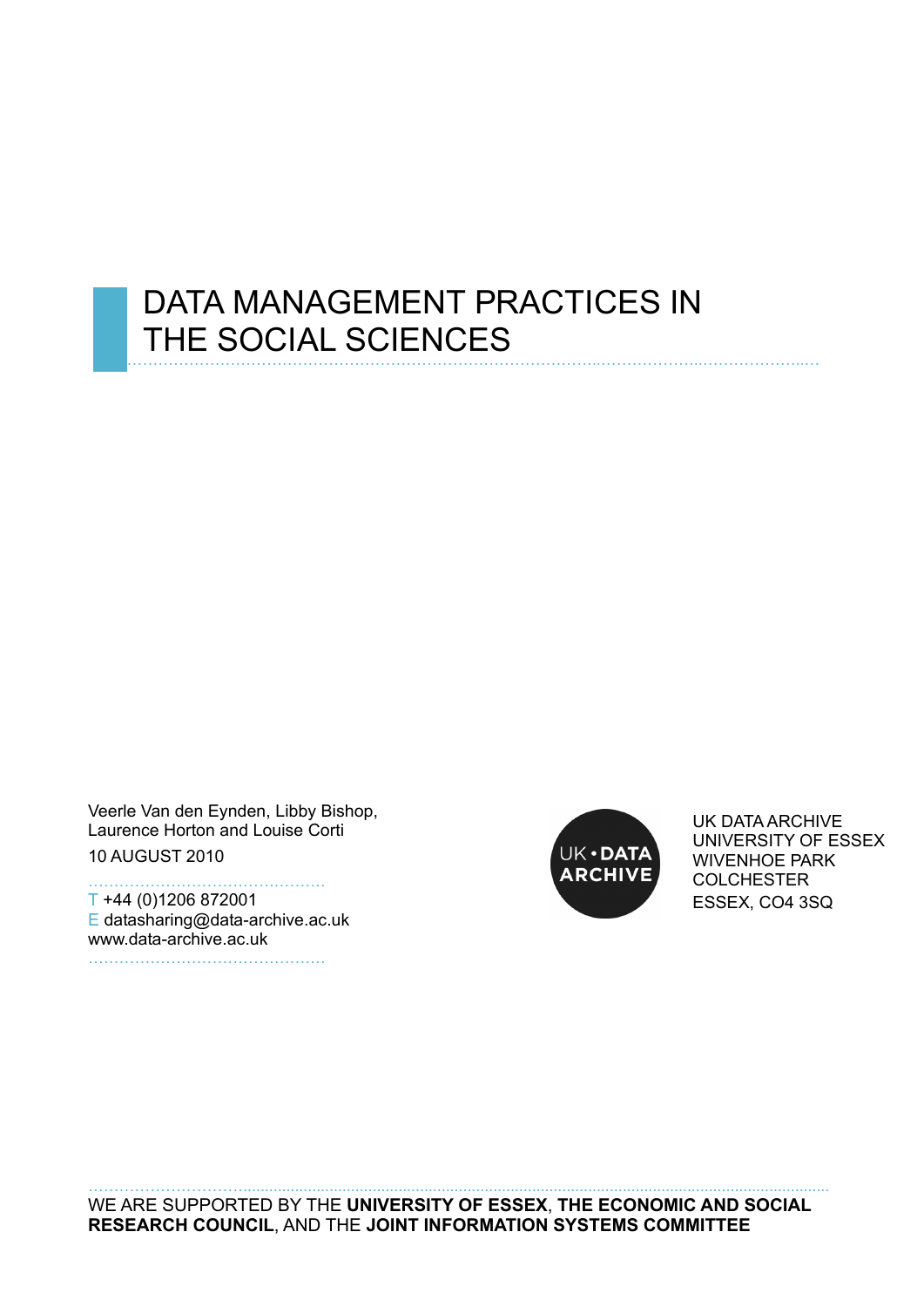# DATA MANAGEMENT PRACTICES IN THE SOCIAL SCIENCES

Veerle Van den Eynden, Libby Bishop, Laurence Horton and Louise Corti

10 AUGUST 2010

T +44 (0)1206 872001
E datasharing@data-archive.ac.uk
www.data-archive.ac.uk

UK DATA ARCHIVE
UNIVERSITY OF ESSEX
WIVENHOE PARK
COLCHESTER
ESSEX, CO4 3SQ

WE ARE SUPPORTED BY THE **UNIVERSITY OF ESSEX**, **THE ECONOMIC AND SOCIAL RESEARCH COUNCIL**, AND THE **JOINT INFORMATION SYSTEMS COMMITTEE**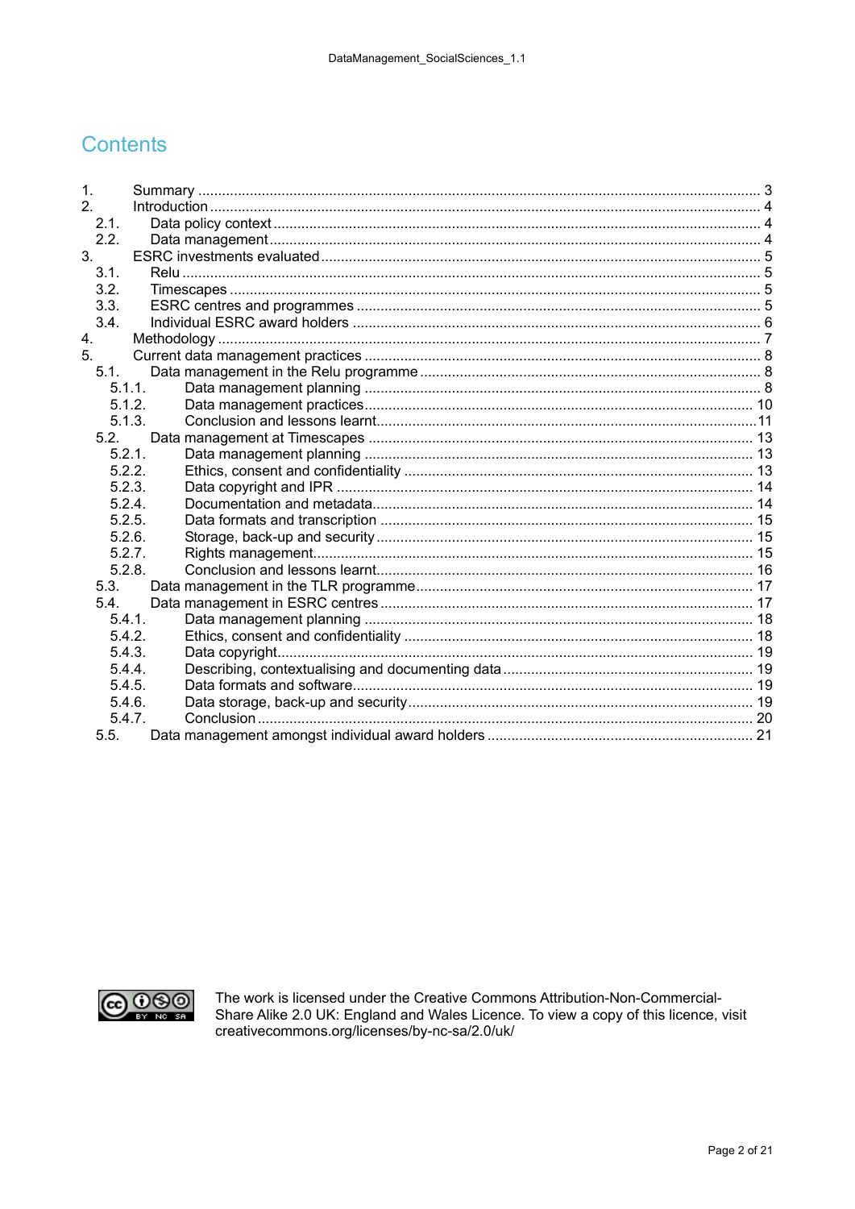# Contents

1. Summary ........ 3
2. Introduction ........ 4
   - 2.1. Data policy context ........ 4
   - 2.2. Data management ........ 4
3. ESRC investments evaluated ........ 5
   - 3.1. Relu ........ 5
   - 3.2. Timescapes ........ 5
   - 3.3. ESRC centres and programmes ........ 5
   - 3.4. Individual ESRC award holders ........ 6
4. Methodology ........ 7
5. Current data management practices ........ 8
   - 5.1. Data management in the Relu programme ........ 8
     - 5.1.1. Data management planning ........ 8
     - 5.1.2. Data management practices ........ 10
     - 5.1.3. Conclusion and lessons learnt ........ 11
   - 5.2. Data management at Timescapes ........ 13
     - 5.2.1. Data management planning ........ 13
     - 5.2.2. Ethics, consent and confidentiality ........ 13
     - 5.2.3. Data copyright and IPR ........ 14
     - 5.2.4. Documentation and metadata ........ 14
     - 5.2.5. Data formats and transcription ........ 15
     - 5.2.6. Storage, back-up and security ........ 15
     - 5.2.7. Rights management ........ 15
     - 5.2.8. Conclusion and lessons learnt ........ 16
   - 5.3. Data management in the TLR programme ........ 17
   - 5.4. Data management in ESRC centres ........ 17
     - 5.4.1. Data management planning ........ 18
     - 5.4.2. Ethics, consent and confidentiality ........ 18
     - 5.4.3. Data copyright ........ 19
     - 5.4.4. Describing, contextualising and documenting data ........ 19
     - 5.4.5. Data formats and software ........ 19
     - 5.4.6. Data storage, back-up and security ........ 19
     - 5.4.7. Conclusion ........ 20
   - 5.5. Data management amongst individual award holders ........ 21

The work is licensed under the Creative Commons Attribution-Non-Commercial-Share Alike 2.0 UK: England and Wales Licence. To view a copy of this licence, visit creativecommons.org/licenses/by-nc-sa/2.0/uk/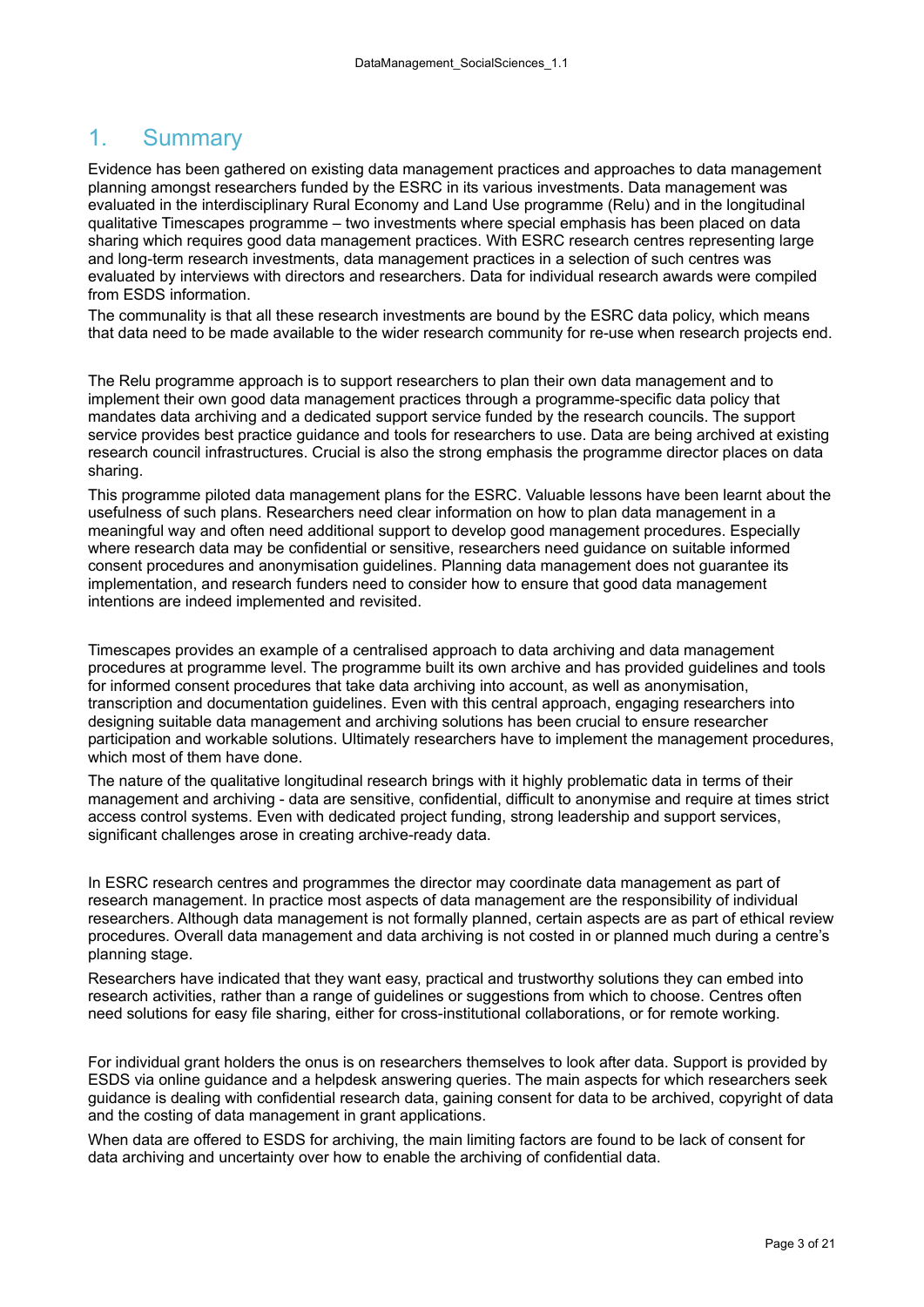# 1. Summary

Evidence has been gathered on existing data management practices and approaches to data management planning amongst researchers funded by the ESRC in its various investments. Data management was evaluated in the interdisciplinary Rural Economy and Land Use programme (Relu) and in the longitudinal qualitative Timescapes programme – two investments where special emphasis has been placed on data sharing which requires good data management practices. With ESRC research centres representing large and long-term research investments, data management practices in a selection of such centres was evaluated by interviews with directors and researchers. Data for individual research awards were compiled from ESDS information.

The communality is that all these research investments are bound by the ESRC data policy, which means that data need to be made available to the wider research community for re-use when research projects end.

The Relu programme approach is to support researchers to plan their own data management and to implement their own good data management practices through a programme-specific data policy that mandates data archiving and a dedicated support service funded by the research councils. The support service provides best practice guidance and tools for researchers to use. Data are being archived at existing research council infrastructures. Crucial is also the strong emphasis the programme director places on data sharing.

This programme piloted data management plans for the ESRC. Valuable lessons have been learnt about the usefulness of such plans. Researchers need clear information on how to plan data management in a meaningful way and often need additional support to develop good management procedures. Especially where research data may be confidential or sensitive, researchers need guidance on suitable informed consent procedures and anonymisation guidelines. Planning data management does not guarantee its implementation, and research funders need to consider how to ensure that good data management intentions are indeed implemented and revisited.

Timescapes provides an example of a centralised approach to data archiving and data management procedures at programme level. The programme built its own archive and has provided guidelines and tools for informed consent procedures that take data archiving into account, as well as anonymisation, transcription and documentation guidelines. Even with this central approach, engaging researchers into designing suitable data management and archiving solutions has been crucial to ensure researcher participation and workable solutions. Ultimately researchers have to implement the management procedures, which most of them have done.

The nature of the qualitative longitudinal research brings with it highly problematic data in terms of their management and archiving - data are sensitive, confidential, difficult to anonymise and require at times strict access control systems. Even with dedicated project funding, strong leadership and support services, significant challenges arose in creating archive-ready data.

In ESRC research centres and programmes the director may coordinate data management as part of research management. In practice most aspects of data management are the responsibility of individual researchers. Although data management is not formally planned, certain aspects are as part of ethical review procedures. Overall data management and data archiving is not costed in or planned much during a centre's planning stage.

Researchers have indicated that they want easy, practical and trustworthy solutions they can embed into research activities, rather than a range of guidelines or suggestions from which to choose. Centres often need solutions for easy file sharing, either for cross-institutional collaborations, or for remote working.

For individual grant holders the onus is on researchers themselves to look after data. Support is provided by ESDS via online guidance and a helpdesk answering queries. The main aspects for which researchers seek guidance is dealing with confidential research data, gaining consent for data to be archived, copyright of data and the costing of data management in grant applications.

When data are offered to ESDS for archiving, the main limiting factors are found to be lack of consent for data archiving and uncertainty over how to enable the archiving of confidential data.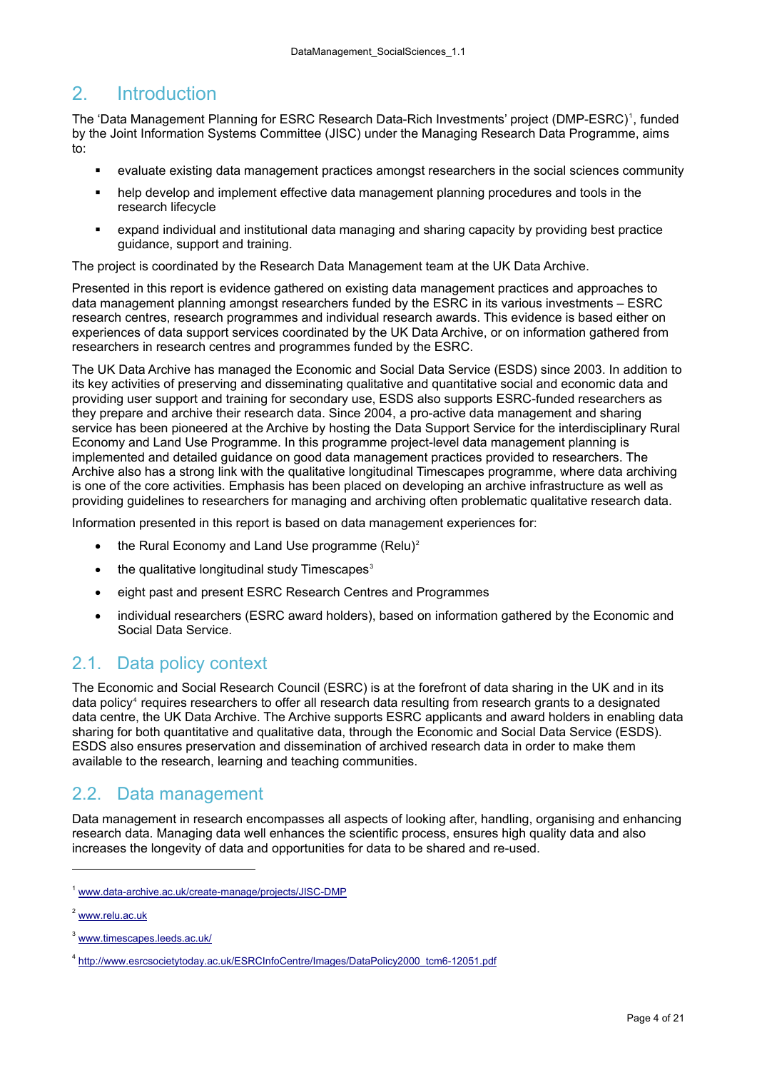# 2. Introduction

The 'Data Management Planning for ESRC Research Data-Rich Investments' project (DMP-ESRC)[1], funded by the Joint Information Systems Committee (JISC) under the Managing Research Data Programme, aims to:

- evaluate existing data management practices amongst researchers in the social sciences community
- help develop and implement effective data management planning procedures and tools in the research lifecycle
- expand individual and institutional data managing and sharing capacity by providing best practice guidance, support and training.

The project is coordinated by the Research Data Management team at the UK Data Archive.

Presented in this report is evidence gathered on existing data management practices and approaches to data management planning amongst researchers funded by the ESRC in its various investments – ESRC research centres, research programmes and individual research awards. This evidence is based either on experiences of data support services coordinated by the UK Data Archive, or on information gathered from researchers in research centres and programmes funded by the ESRC.

The UK Data Archive has managed the Economic and Social Data Service (ESDS) since 2003. In addition to its key activities of preserving and disseminating qualitative and quantitative social and economic data and providing user support and training for secondary use, ESDS also supports ESRC-funded researchers as they prepare and archive their research data. Since 2004, a pro-active data management and sharing service has been pioneered at the Archive by hosting the Data Support Service for the interdisciplinary Rural Economy and Land Use Programme. In this programme project-level data management planning is implemented and detailed guidance on good data management practices provided to researchers. The Archive also has a strong link with the qualitative longitudinal Timescapes programme, where data archiving is one of the core activities. Emphasis has been placed on developing an archive infrastructure as well as providing guidelines to researchers for managing and archiving often problematic qualitative research data.

Information presented in this report is based on data management experiences for:

- the Rural Economy and Land Use programme (Relu)[2]
- the qualitative longitudinal study Timescapes[3]
- eight past and present ESRC Research Centres and Programmes
- individual researchers (ESRC award holders), based on information gathered by the Economic and Social Data Service.

## 2.1. Data policy context

The Economic and Social Research Council (ESRC) is at the forefront of data sharing in the UK and in its data policy[4] requires researchers to offer all research data resulting from research grants to a designated data centre, the UK Data Archive. The Archive supports ESRC applicants and award holders in enabling data sharing for both quantitative and qualitative data, through the Economic and Social Data Service (ESDS). ESDS also ensures preservation and dissemination of archived research data in order to make them available to the research, learning and teaching communities.

## 2.2. Data management

Data management in research encompasses all aspects of looking after, handling, organising and enhancing research data. Managing data well enhances the scientific process, ensures high quality data and also increases the longevity of data and opportunities for data to be shared and re-used.

---

[1] www.data-archive.ac.uk/create-manage/projects/JISC-DMP

[2] www.relu.ac.uk

[3] www.timescapes.leeds.ac.uk/

[4] http://www.esrcsocietytoday.ac.uk/ESRCInfoCentre/Images/DataPolicy2000_tcm6-12051.pdf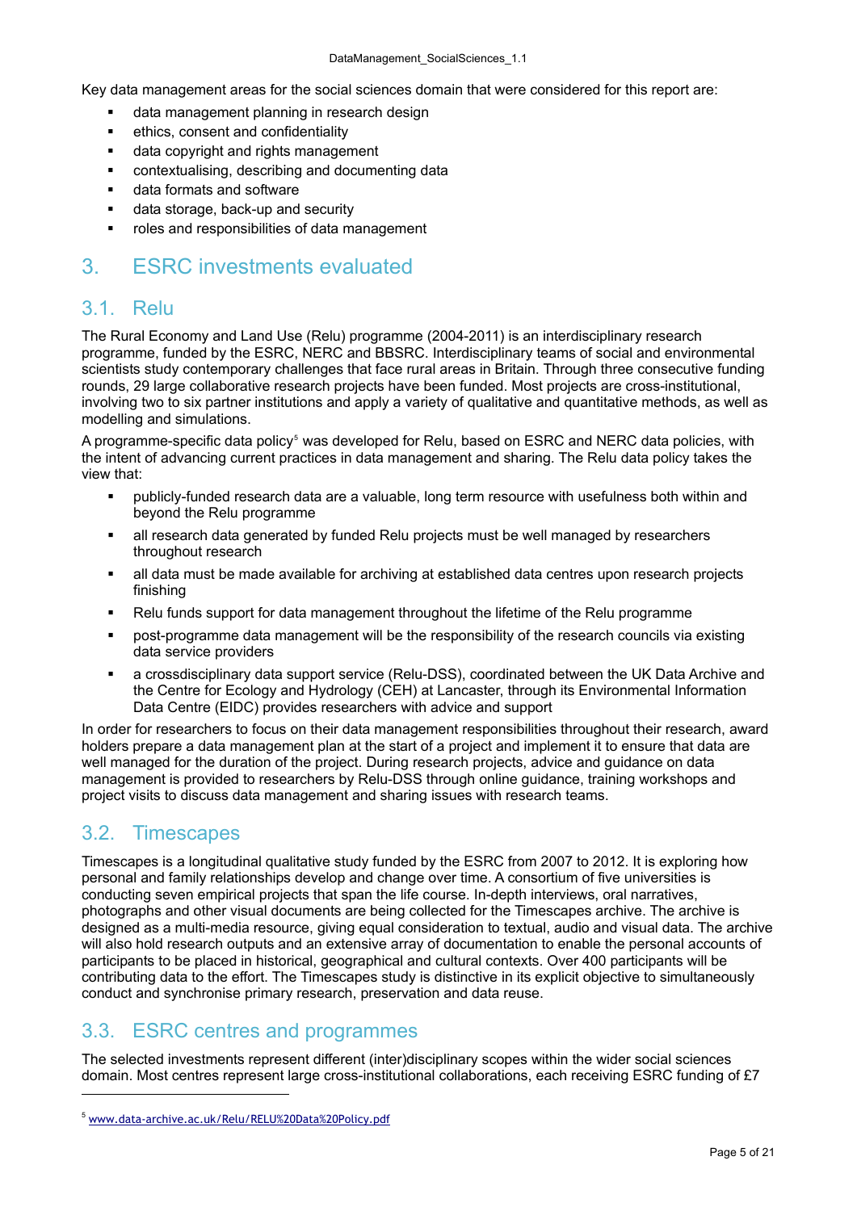Key data management areas for the social sciences domain that were considered for this report are:

- data management planning in research design
- ethics, consent and confidentiality
- data copyright and rights management
- contextualising, describing and documenting data
- data formats and software
- data storage, back-up and security
- roles and responsibilities of data management

# 3. ESRC investments evaluated

## 3.1. Relu

The Rural Economy and Land Use (Relu) programme (2004-2011) is an interdisciplinary research programme, funded by the ESRC, NERC and BBSRC. Interdisciplinary teams of social and environmental scientists study contemporary challenges that face rural areas in Britain. Through three consecutive funding rounds, 29 large collaborative research projects have been funded. Most projects are cross-institutional, involving two to six partner institutions and apply a variety of qualitative and quantitative methods, as well as modelling and simulations.

A programme-specific data policy[5] was developed for Relu, based on ESRC and NERC data policies, with the intent of advancing current practices in data management and sharing. The Relu data policy takes the view that:

- publicly-funded research data are a valuable, long term resource with usefulness both within and beyond the Relu programme
- all research data generated by funded Relu projects must be well managed by researchers throughout research
- all data must be made available for archiving at established data centres upon research projects finishing
- Relu funds support for data management throughout the lifetime of the Relu programme
- post-programme data management will be the responsibility of the research councils via existing data service providers
- a crossdisciplinary data support service (Relu-DSS), coordinated between the UK Data Archive and the Centre for Ecology and Hydrology (CEH) at Lancaster, through its Environmental Information Data Centre (EIDC) provides researchers with advice and support

In order for researchers to focus on their data management responsibilities throughout their research, award holders prepare a data management plan at the start of a project and implement it to ensure that data are well managed for the duration of the project. During research projects, advice and guidance on data management is provided to researchers by Relu-DSS through online guidance, training workshops and project visits to discuss data management and sharing issues with research teams.

## 3.2. Timescapes

Timescapes is a longitudinal qualitative study funded by the ESRC from 2007 to 2012. It is exploring how personal and family relationships develop and change over time. A consortium of five universities is conducting seven empirical projects that span the life course. In-depth interviews, oral narratives, photographs and other visual documents are being collected for the Timescapes archive. The archive is designed as a multi-media resource, giving equal consideration to textual, audio and visual data. The archive will also hold research outputs and an extensive array of documentation to enable the personal accounts of participants to be placed in historical, geographical and cultural contexts. Over 400 participants will be contributing data to the effort. The Timescapes study is distinctive in its explicit objective to simultaneously conduct and synchronise primary research, preservation and data reuse.

## 3.3. ESRC centres and programmes

The selected investments represent different (inter)disciplinary scopes within the wider social sciences domain. Most centres represent large cross-institutional collaborations, each receiving ESRC funding of £7

[5] www.data-archive.ac.uk/Relu/RELU%20Data%20Policy.pdf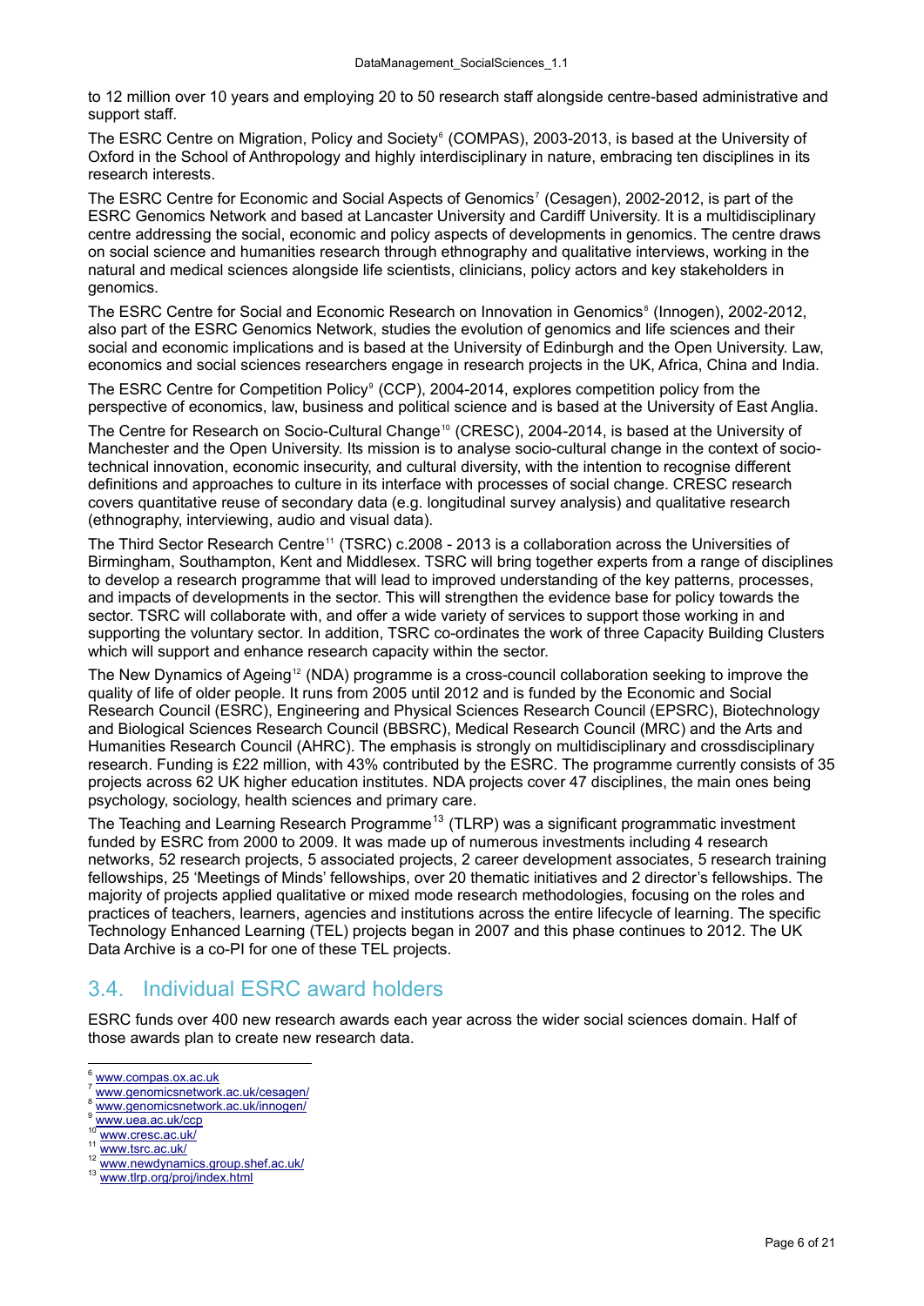to 12 million over 10 years and employing 20 to 50 research staff alongside centre-based administrative and support staff.

The ESRC Centre on Migration, Policy and Society[6] (COMPAS), 2003-2013, is based at the University of Oxford in the School of Anthropology and highly interdisciplinary in nature, embracing ten disciplines in its research interests.

The ESRC Centre for Economic and Social Aspects of Genomics[7] (Cesagen), 2002-2012, is part of the ESRC Genomics Network and based at Lancaster University and Cardiff University. It is a multidisciplinary centre addressing the social, economic and policy aspects of developments in genomics. The centre draws on social science and humanities research through ethnography and qualitative interviews, working in the natural and medical sciences alongside life scientists, clinicians, policy actors and key stakeholders in genomics.

The ESRC Centre for Social and Economic Research on Innovation in Genomics[8] (Innogen), 2002-2012, also part of the ESRC Genomics Network, studies the evolution of genomics and life sciences and their social and economic implications and is based at the University of Edinburgh and the Open University. Law, economics and social sciences researchers engage in research projects in the UK, Africa, China and India.

The ESRC Centre for Competition Policy[9] (CCP), 2004-2014, explores competition policy from the perspective of economics, law, business and political science and is based at the University of East Anglia.

The Centre for Research on Socio-Cultural Change[10] (CRESC), 2004-2014, is based at the University of Manchester and the Open University. Its mission is to analyse socio-cultural change in the context of socio-technical innovation, economic insecurity, and cultural diversity, with the intention to recognise different definitions and approaches to culture in its interface with processes of social change. CRESC research covers quantitative reuse of secondary data (e.g. longitudinal survey analysis) and qualitative research (ethnography, interviewing, audio and visual data).

The Third Sector Research Centre[11] (TSRC) c.2008 - 2013 is a collaboration across the Universities of Birmingham, Southampton, Kent and Middlesex. TSRC will bring together experts from a range of disciplines to develop a research programme that will lead to improved understanding of the key patterns, processes, and impacts of developments in the sector. This will strengthen the evidence base for policy towards the sector. TSRC will collaborate with, and offer a wide variety of services to support those working in and supporting the voluntary sector. In addition, TSRC co-ordinates the work of three Capacity Building Clusters which will support and enhance research capacity within the sector.

The New Dynamics of Ageing[12] (NDA) programme is a cross-council collaboration seeking to improve the quality of life of older people. It runs from 2005 until 2012 and is funded by the Economic and Social Research Council (ESRC), Engineering and Physical Sciences Research Council (EPSRC), Biotechnology and Biological Sciences Research Council (BBSRC), Medical Research Council (MRC) and the Arts and Humanities Research Council (AHRC). The emphasis is strongly on multidisciplinary and crossdisciplinary research. Funding is £22 million, with 43% contributed by the ESRC. The programme currently consists of 35 projects across 62 UK higher education institutes. NDA projects cover 47 disciplines, the main ones being psychology, sociology, health sciences and primary care.

The Teaching and Learning Research Programme[13] (TLRP) was a significant programmatic investment funded by ESRC from 2000 to 2009. It was made up of numerous investments including 4 research networks, 52 research projects, 5 associated projects, 2 career development associates, 5 research training fellowships, 25 'Meetings of Minds' fellowships, over 20 thematic initiatives and 2 director's fellowships. The majority of projects applied qualitative or mixed mode research methodologies, focusing on the roles and practices of teachers, learners, agencies and institutions across the entire lifecycle of learning. The specific Technology Enhanced Learning (TEL) projects began in 2007 and this phase continues to 2012. The UK Data Archive is a co-PI for one of these TEL projects.

## 3.4. Individual ESRC award holders

ESRC funds over 400 new research awards each year across the wider social sciences domain. Half of those awards plan to create new research data.

---

[6] www.compas.ox.ac.uk
[7] www.genomicsnetwork.ac.uk/cesagen/
[8] www.genomicsnetwork.ac.uk/innogen/
[9] www.uea.ac.uk/ccp
[10] www.cresc.ac.uk/
[11] www.tsrc.ac.uk/
[12] www.newdynamics.group.shef.ac.uk/
[13] www.tlrp.org/proj/index.html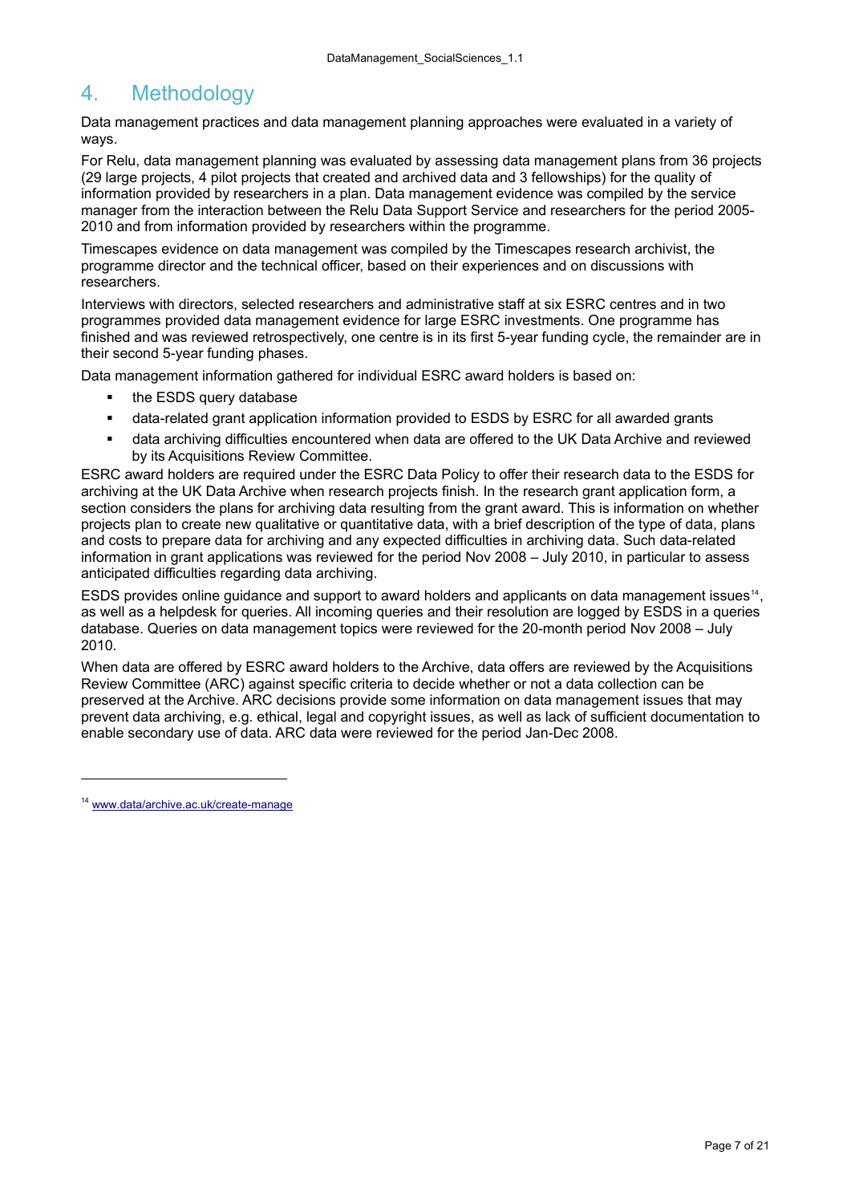# 4. Methodology

Data management practices and data management planning approaches were evaluated in a variety of ways.

For Relu, data management planning was evaluated by assessing data management plans from 36 projects (29 large projects, 4 pilot projects that created and archived data and 3 fellowships) for the quality of information provided by researchers in a plan. Data management evidence was compiled by the service manager from the interaction between the Relu Data Support Service and researchers for the period 2005-2010 and from information provided by researchers within the programme.

Timescapes evidence on data management was compiled by the Timescapes research archivist, the programme director and the technical officer, based on their experiences and on discussions with researchers.

Interviews with directors, selected researchers and administrative staff at six ESRC centres and in two programmes provided data management evidence for large ESRC investments. One programme has finished and was reviewed retrospectively, one centre is in its first 5-year funding cycle, the remainder are in their second 5-year funding phases.

Data management information gathered for individual ESRC award holders is based on:

- the ESDS query database
- data-related grant application information provided to ESDS by ESRC for all awarded grants
- data archiving difficulties encountered when data are offered to the UK Data Archive and reviewed by its Acquisitions Review Committee.

ESRC award holders are required under the ESRC Data Policy to offer their research data to the ESDS for archiving at the UK Data Archive when research projects finish. In the research grant application form, a section considers the plans for archiving data resulting from the grant award. This is information on whether projects plan to create new qualitative or quantitative data, with a brief description of the type of data, plans and costs to prepare data for archiving and any expected difficulties in archiving data. Such data-related information in grant applications was reviewed for the period Nov 2008 – July 2010, in particular to assess anticipated difficulties regarding data archiving.

ESDS provides online guidance and support to award holders and applicants on data management issues[14], as well as a helpdesk for queries. All incoming queries and their resolution are logged by ESDS in a queries database. Queries on data management topics were reviewed for the 20-month period Nov 2008 – July 2010.

When data are offered by ESRC award holders to the Archive, data offers are reviewed by the Acquisitions Review Committee (ARC) against specific criteria to decide whether or not a data collection can be preserved at the Archive. ARC decisions provide some information on data management issues that may prevent data archiving, e.g. ethical, legal and copyright issues, as well as lack of sufficient documentation to enable secondary use of data. ARC data were reviewed for the period Jan-Dec 2008.

---

[14] www.data/archive.ac.uk/create-manage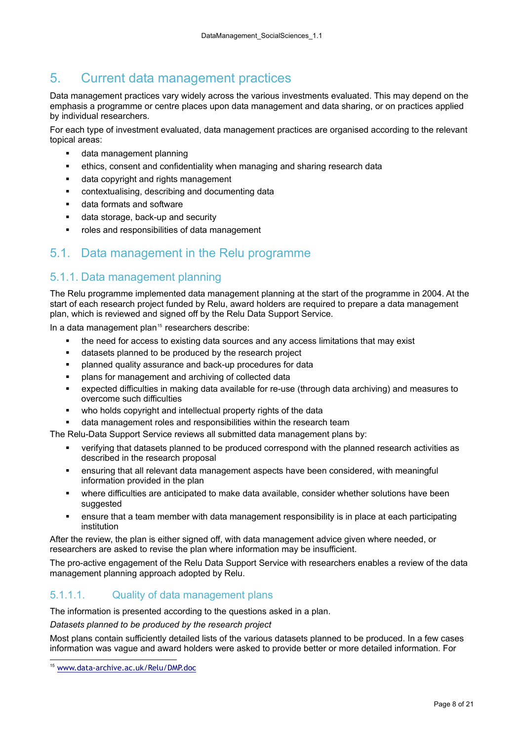# 5. Current data management practices

Data management practices vary widely across the various investments evaluated. This may depend on the emphasis a programme or centre places upon data management and data sharing, or on practices applied by individual researchers.

For each type of investment evaluated, data management practices are organised according to the relevant topical areas:

- data management planning
- ethics, consent and confidentiality when managing and sharing research data
- data copyright and rights management
- contextualising, describing and documenting data
- data formats and software
- data storage, back-up and security
- roles and responsibilities of data management

## 5.1. Data management in the Relu programme

### 5.1.1. Data management planning

The Relu programme implemented data management planning at the start of the programme in 2004. At the start of each research project funded by Relu, award holders are required to prepare a data management plan, which is reviewed and signed off by the Relu Data Support Service.

In a data management plan[15] researchers describe:

- the need for access to existing data sources and any access limitations that may exist
- datasets planned to be produced by the research project
- planned quality assurance and back-up procedures for data
- plans for management and archiving of collected data
- expected difficulties in making data available for re-use (through data archiving) and measures to overcome such difficulties
- who holds copyright and intellectual property rights of the data
- data management roles and responsibilities within the research team

The Relu-Data Support Service reviews all submitted data management plans by:

- verifying that datasets planned to be produced correspond with the planned research activities as described in the research proposal
- ensuring that all relevant data management aspects have been considered, with meaningful information provided in the plan
- where difficulties are anticipated to make data available, consider whether solutions have been suggested
- ensure that a team member with data management responsibility is in place at each participating institution

After the review, the plan is either signed off, with data management advice given where needed, or researchers are asked to revise the plan where information may be insufficient.

The pro-active engagement of the Relu Data Support Service with researchers enables a review of the data management planning approach adopted by Relu.

#### 5.1.1.1. Quality of data management plans

The information is presented according to the questions asked in a plan.

*Datasets planned to be produced by the research project*

Most plans contain sufficiently detailed lists of the various datasets planned to be produced. In a few cases information was vague and award holders were asked to provide better or more detailed information. For

[15] www.data-archive.ac.uk/Relu/DMP.doc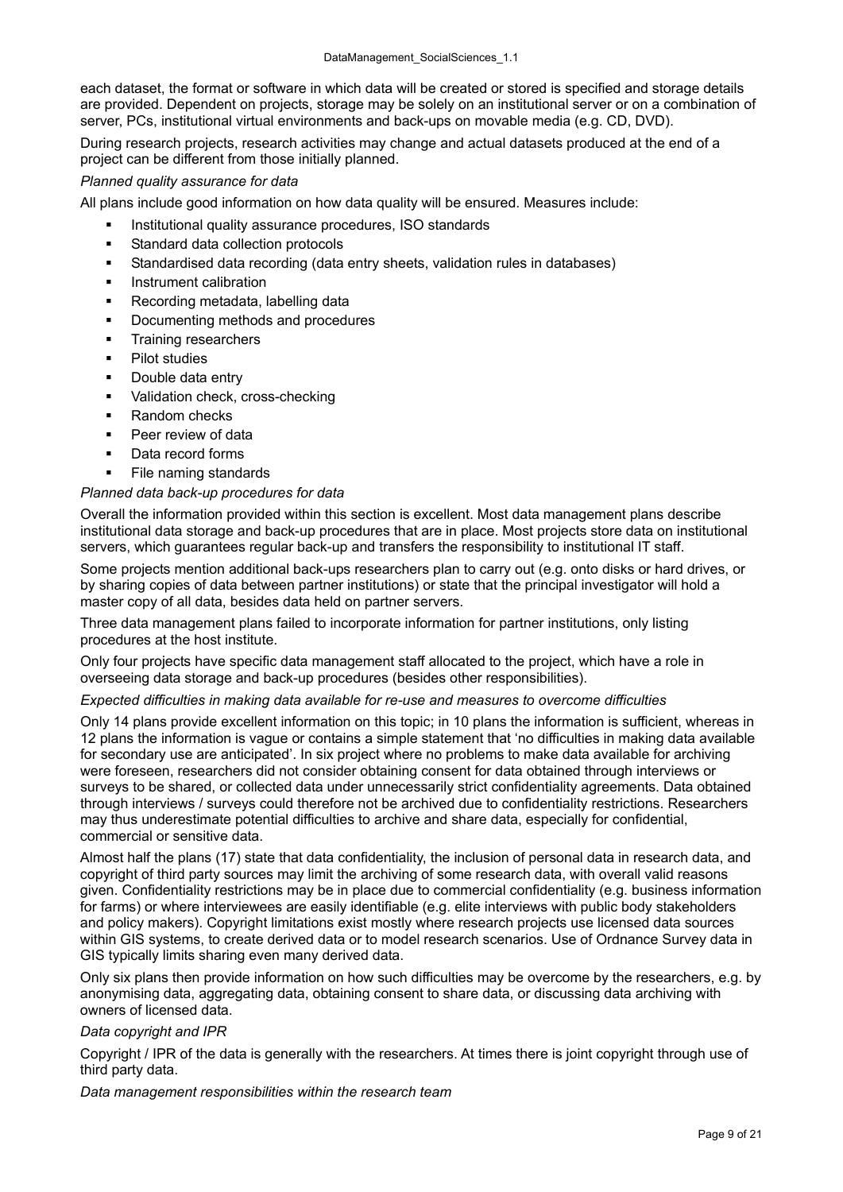each dataset, the format or software in which data will be created or stored is specified and storage details are provided. Dependent on projects, storage may be solely on an institutional server or on a combination of server, PCs, institutional virtual environments and back-ups on movable media (e.g. CD, DVD).

During research projects, research activities may change and actual datasets produced at the end of a project can be different from those initially planned.

*Planned quality assurance for data*

All plans include good information on how data quality will be ensured. Measures include:

- Institutional quality assurance procedures, ISO standards
- Standard data collection protocols
- Standardised data recording (data entry sheets, validation rules in databases)
- Instrument calibration
- Recording metadata, labelling data
- Documenting methods and procedures
- Training researchers
- Pilot studies
- Double data entry
- Validation check, cross-checking
- Random checks
- Peer review of data
- Data record forms
- File naming standards

*Planned data back-up procedures for data*

Overall the information provided within this section is excellent. Most data management plans describe institutional data storage and back-up procedures that are in place. Most projects store data on institutional servers, which guarantees regular back-up and transfers the responsibility to institutional IT staff.

Some projects mention additional back-ups researchers plan to carry out (e.g. onto disks or hard drives, or by sharing copies of data between partner institutions) or state that the principal investigator will hold a master copy of all data, besides data held on partner servers.

Three data management plans failed to incorporate information for partner institutions, only listing procedures at the host institute.

Only four projects have specific data management staff allocated to the project, which have a role in overseeing data storage and back-up procedures (besides other responsibilities).

*Expected difficulties in making data available for re-use and measures to overcome difficulties*

Only 14 plans provide excellent information on this topic; in 10 plans the information is sufficient, whereas in 12 plans the information is vague or contains a simple statement that 'no difficulties in making data available for secondary use are anticipated'. In six project where no problems to make data available for archiving were foreseen, researchers did not consider obtaining consent for data obtained through interviews or surveys to be shared, or collected data under unnecessarily strict confidentiality agreements. Data obtained through interviews / surveys could therefore not be archived due to confidentiality restrictions. Researchers may thus underestimate potential difficulties to archive and share data, especially for confidential, commercial or sensitive data.

Almost half the plans (17) state that data confidentiality, the inclusion of personal data in research data, and copyright of third party sources may limit the archiving of some research data, with overall valid reasons given. Confidentiality restrictions may be in place due to commercial confidentiality (e.g. business information for farms) or where interviewees are easily identifiable (e.g. elite interviews with public body stakeholders and policy makers). Copyright limitations exist mostly where research projects use licensed data sources within GIS systems, to create derived data or to model research scenarios. Use of Ordnance Survey data in GIS typically limits sharing even many derived data.

Only six plans then provide information on how such difficulties may be overcome by the researchers, e.g. by anonymising data, aggregating data, obtaining consent to share data, or discussing data archiving with owners of licensed data.

*Data copyright and IPR*

Copyright / IPR of the data is generally with the researchers. At times there is joint copyright through use of third party data.

*Data management responsibilities within the research team*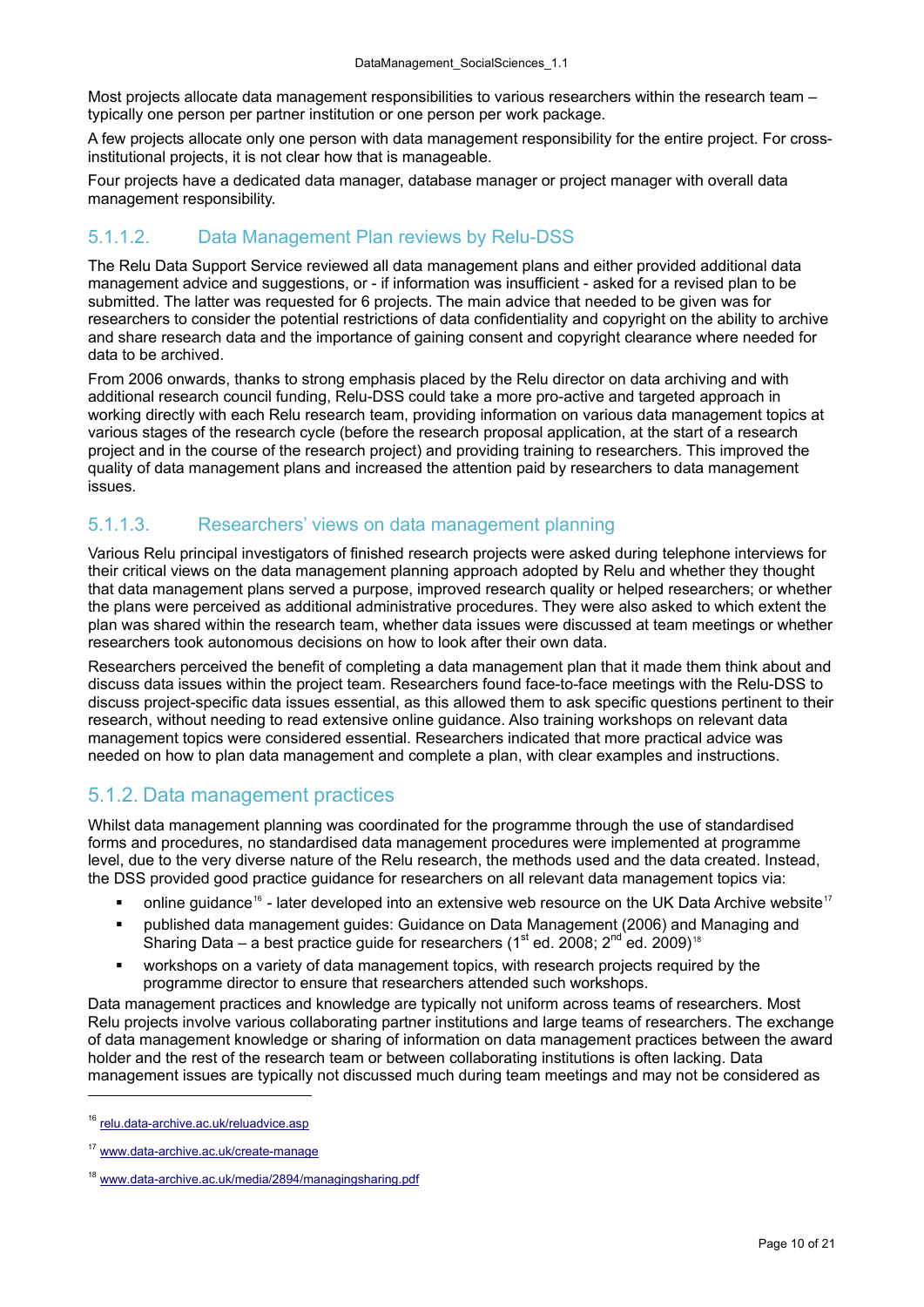Most projects allocate data management responsibilities to various researchers within the research team – typically one person per partner institution or one person per work package.

A few projects allocate only one person with data management responsibility for the entire project. For cross-institutional projects, it is not clear how that is manageable.

Four projects have a dedicated data manager, database manager or project manager with overall data management responsibility.

#### 5.1.1.2. Data Management Plan reviews by Relu-DSS

The Relu Data Support Service reviewed all data management plans and either provided additional data management advice and suggestions, or - if information was insufficient - asked for a revised plan to be submitted. The latter was requested for 6 projects. The main advice that needed to be given was for researchers to consider the potential restrictions of data confidentiality and copyright on the ability to archive and share research data and the importance of gaining consent and copyright clearance where needed for data to be archived.

From 2006 onwards, thanks to strong emphasis placed by the Relu director on data archiving and with additional research council funding, Relu-DSS could take a more pro-active and targeted approach in working directly with each Relu research team, providing information on various data management topics at various stages of the research cycle (before the research proposal application, at the start of a research project and in the course of the research project) and providing training to researchers. This improved the quality of data management plans and increased the attention paid by researchers to data management issues.

#### 5.1.1.3. Researchers' views on data management planning

Various Relu principal investigators of finished research projects were asked during telephone interviews for their critical views on the data management planning approach adopted by Relu and whether they thought that data management plans served a purpose, improved research quality or helped researchers; or whether the plans were perceived as additional administrative procedures. They were also asked to which extent the plan was shared within the research team, whether data issues were discussed at team meetings or whether researchers took autonomous decisions on how to look after their own data.

Researchers perceived the benefit of completing a data management plan that it made them think about and discuss data issues within the project team. Researchers found face-to-face meetings with the Relu-DSS to discuss project-specific data issues essential, as this allowed them to ask specific questions pertinent to their research, without needing to read extensive online guidance. Also training workshops on relevant data management topics were considered essential. Researchers indicated that more practical advice was needed on how to plan data management and complete a plan, with clear examples and instructions.

### 5.1.2. Data management practices

Whilst data management planning was coordinated for the programme through the use of standardised forms and procedures, no standardised data management procedures were implemented at programme level, due to the very diverse nature of the Relu research, the methods used and the data created. Instead, the DSS provided good practice guidance for researchers on all relevant data management topics via:

- online guidance[16] - later developed into an extensive web resource on the UK Data Archive website[17]
- published data management guides: Guidance on Data Management (2006) and Managing and Sharing Data – a best practice guide for researchers (1st ed. 2008; 2nd ed. 2009)[18]
- workshops on a variety of data management topics, with research projects required by the programme director to ensure that researchers attended such workshops.

Data management practices and knowledge are typically not uniform across teams of researchers. Most Relu projects involve various collaborating partner institutions and large teams of researchers. The exchange of data management knowledge or sharing of information on data management practices between the award holder and the rest of the research team or between collaborating institutions is often lacking. Data management issues are typically not discussed much during team meetings and may not be considered as

---

[16] relu.data-archive.ac.uk/reluadvice.asp

[17] www.data-archive.ac.uk/create-manage

[18] www.data-archive.ac.uk/media/2894/managingsharing.pdf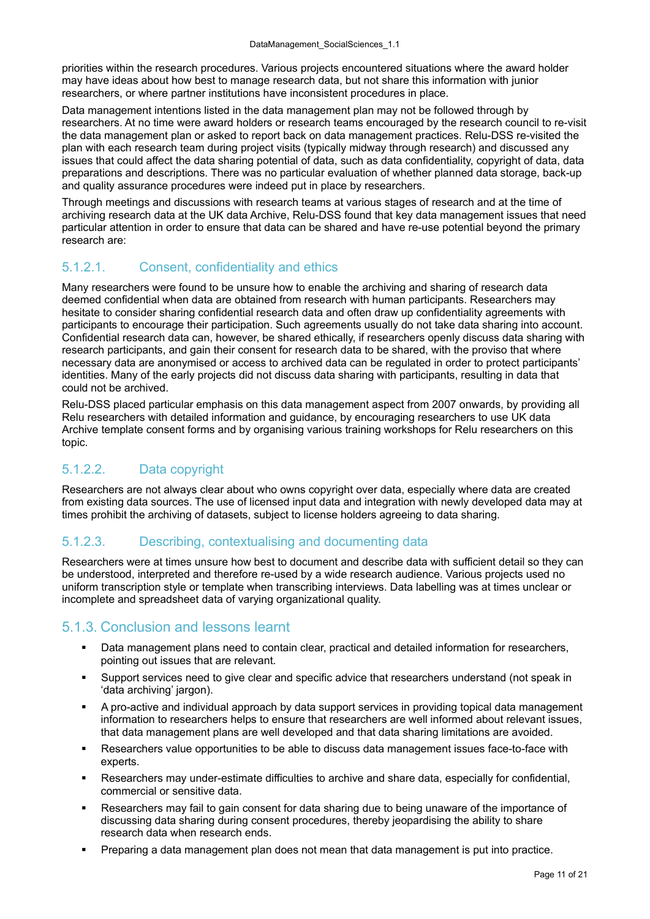priorities within the research procedures. Various projects encountered situations where the award holder may have ideas about how best to manage research data, but not share this information with junior researchers, or where partner institutions have inconsistent procedures in place.

Data management intentions listed in the data management plan may not be followed through by researchers. At no time were award holders or research teams encouraged by the research council to re-visit the data management plan or asked to report back on data management practices. Relu-DSS re-visited the plan with each research team during project visits (typically midway through research) and discussed any issues that could affect the data sharing potential of data, such as data confidentiality, copyright of data, data preparations and descriptions. There was no particular evaluation of whether planned data storage, back-up and quality assurance procedures were indeed put in place by researchers.

Through meetings and discussions with research teams at various stages of research and at the time of archiving research data at the UK data Archive, Relu-DSS found that key data management issues that need particular attention in order to ensure that data can be shared and have re-use potential beyond the primary research are:

#### 5.1.2.1. Consent, confidentiality and ethics

Many researchers were found to be unsure how to enable the archiving and sharing of research data deemed confidential when data are obtained from research with human participants. Researchers may hesitate to consider sharing confidential research data and often draw up confidentiality agreements with participants to encourage their participation. Such agreements usually do not take data sharing into account. Confidential research data can, however, be shared ethically, if researchers openly discuss data sharing with research participants, and gain their consent for research data to be shared, with the proviso that where necessary data are anonymised or access to archived data can be regulated in order to protect participants' identities. Many of the early projects did not discuss data sharing with participants, resulting in data that could not be archived.

Relu-DSS placed particular emphasis on this data management aspect from 2007 onwards, by providing all Relu researchers with detailed information and guidance, by encouraging researchers to use UK data Archive template consent forms and by organising various training workshops for Relu researchers on this topic.

#### 5.1.2.2. Data copyright

Researchers are not always clear about who owns copyright over data, especially where data are created from existing data sources. The use of licensed input data and integration with newly developed data may at times prohibit the archiving of datasets, subject to license holders agreeing to data sharing.

#### 5.1.2.3. Describing, contextualising and documenting data

Researchers were at times unsure how best to document and describe data with sufficient detail so they can be understood, interpreted and therefore re-used by a wide research audience. Various projects used no uniform transcription style or template when transcribing interviews. Data labelling was at times unclear or incomplete and spreadsheet data of varying organizational quality.

### 5.1.3. Conclusion and lessons learnt

- Data management plans need to contain clear, practical and detailed information for researchers, pointing out issues that are relevant.
- Support services need to give clear and specific advice that researchers understand (not speak in 'data archiving' jargon).
- A pro-active and individual approach by data support services in providing topical data management information to researchers helps to ensure that researchers are well informed about relevant issues, that data management plans are well developed and that data sharing limitations are avoided.
- Researchers value opportunities to be able to discuss data management issues face-to-face with experts.
- Researchers may under-estimate difficulties to archive and share data, especially for confidential, commercial or sensitive data.
- Researchers may fail to gain consent for data sharing due to being unaware of the importance of discussing data sharing during consent procedures, thereby jeopardising the ability to share research data when research ends.
- Preparing a data management plan does not mean that data management is put into practice.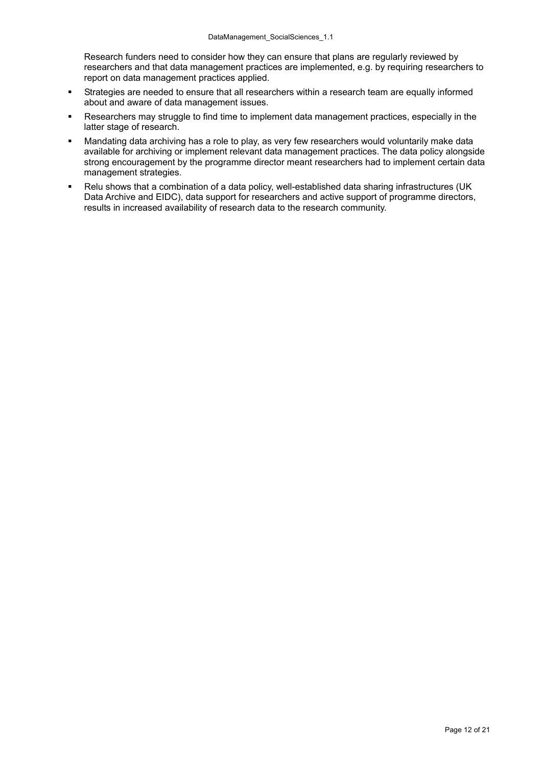Research funders need to consider how they can ensure that plans are regularly reviewed by researchers and that data management practices are implemented, e.g. by requiring researchers to report on data management practices applied.

- Strategies are needed to ensure that all researchers within a research team are equally informed about and aware of data management issues.
- Researchers may struggle to find time to implement data management practices, especially in the latter stage of research.
- Mandating data archiving has a role to play, as very few researchers would voluntarily make data available for archiving or implement relevant data management practices. The data policy alongside strong encouragement by the programme director meant researchers had to implement certain data management strategies.
- Relu shows that a combination of a data policy, well-established data sharing infrastructures (UK Data Archive and EIDC), data support for researchers and active support of programme directors, results in increased availability of research data to the research community.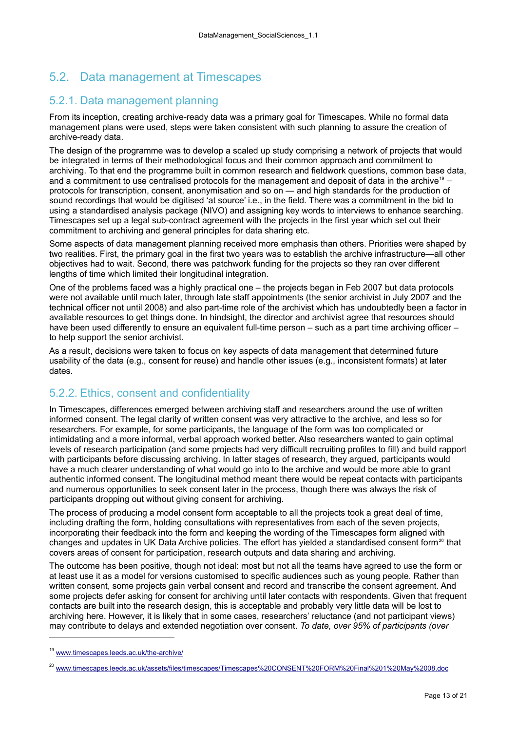## 5.2. Data management at Timescapes

### 5.2.1. Data management planning

From its inception, creating archive-ready data was a primary goal for Timescapes. While no formal data management plans were used, steps were taken consistent with such planning to assure the creation of archive-ready data.

The design of the programme was to develop a scaled up study comprising a network of projects that would be integrated in terms of their methodological focus and their common approach and commitment to archiving. To that end the programme built in common research and fieldwork questions, common base data, and a commitment to use centralised protocols for the management and deposit of data in the archive[19] – protocols for transcription, consent, anonymisation and so on — and high standards for the production of sound recordings that would be digitised 'at source' i.e., in the field. There was a commitment in the bid to using a standardised analysis package (NIVO) and assigning key words to interviews to enhance searching. Timescapes set up a legal sub-contract agreement with the projects in the first year which set out their commitment to archiving and general principles for data sharing etc.

Some aspects of data management planning received more emphasis than others. Priorities were shaped by two realities. First, the primary goal in the first two years was to establish the archive infrastructure—all other objectives had to wait. Second, there was patchwork funding for the projects so they ran over different lengths of time which limited their longitudinal integration.

One of the problems faced was a highly practical one – the projects began in Feb 2007 but data protocols were not available until much later, through late staff appointments (the senior archivist in July 2007 and the technical officer not until 2008) and also part-time role of the archivist which has undoubtedly been a factor in available resources to get things done. In hindsight, the director and archivist agree that resources should have been used differently to ensure an equivalent full-time person – such as a part time archiving officer – to help support the senior archivist.

As a result, decisions were taken to focus on key aspects of data management that determined future usability of the data (e.g., consent for reuse) and handle other issues (e.g., inconsistent formats) at later dates.

### 5.2.2. Ethics, consent and confidentiality

In Timescapes, differences emerged between archiving staff and researchers around the use of written informed consent. The legal clarity of written consent was very attractive to the archive, and less so for researchers. For example, for some participants, the language of the form was too complicated or intimidating and a more informal, verbal approach worked better. Also researchers wanted to gain optimal levels of research participation (and some projects had very difficult recruiting profiles to fill) and build rapport with participants before discussing archiving. In latter stages of research, they argued, participants would have a much clearer understanding of what would go into to the archive and would be more able to grant authentic informed consent. The longitudinal method meant there would be repeat contacts with participants and numerous opportunities to seek consent later in the process, though there was always the risk of participants dropping out without giving consent for archiving.

The process of producing a model consent form acceptable to all the projects took a great deal of time, including drafting the form, holding consultations with representatives from each of the seven projects, incorporating their feedback into the form and keeping the wording of the Timescapes form aligned with changes and updates in UK Data Archive policies. The effort has yielded a standardised consent form[20] that covers areas of consent for participation, research outputs and data sharing and archiving.

The outcome has been positive, though not ideal: most but not all the teams have agreed to use the form or at least use it as a model for versions customised to specific audiences such as young people. Rather than written consent, some projects gain verbal consent and record and transcribe the consent agreement. And some projects defer asking for consent for archiving until later contacts with respondents. Given that frequent contacts are built into the research design, this is acceptable and probably very little data will be lost to archiving here. However, it is likely that in some cases, researchers' reluctance (and not participant views) may contribute to delays and extended negotiation over consent. *To date, over 95% of participants (over*

---

[19] www.timescapes.leeds.ac.uk/the-archive/

[20] www.timescapes.leeds.ac.uk/assets/files/timescapes/Timescapes%20CONSENT%20FORM%20Final%201%20May%2008.doc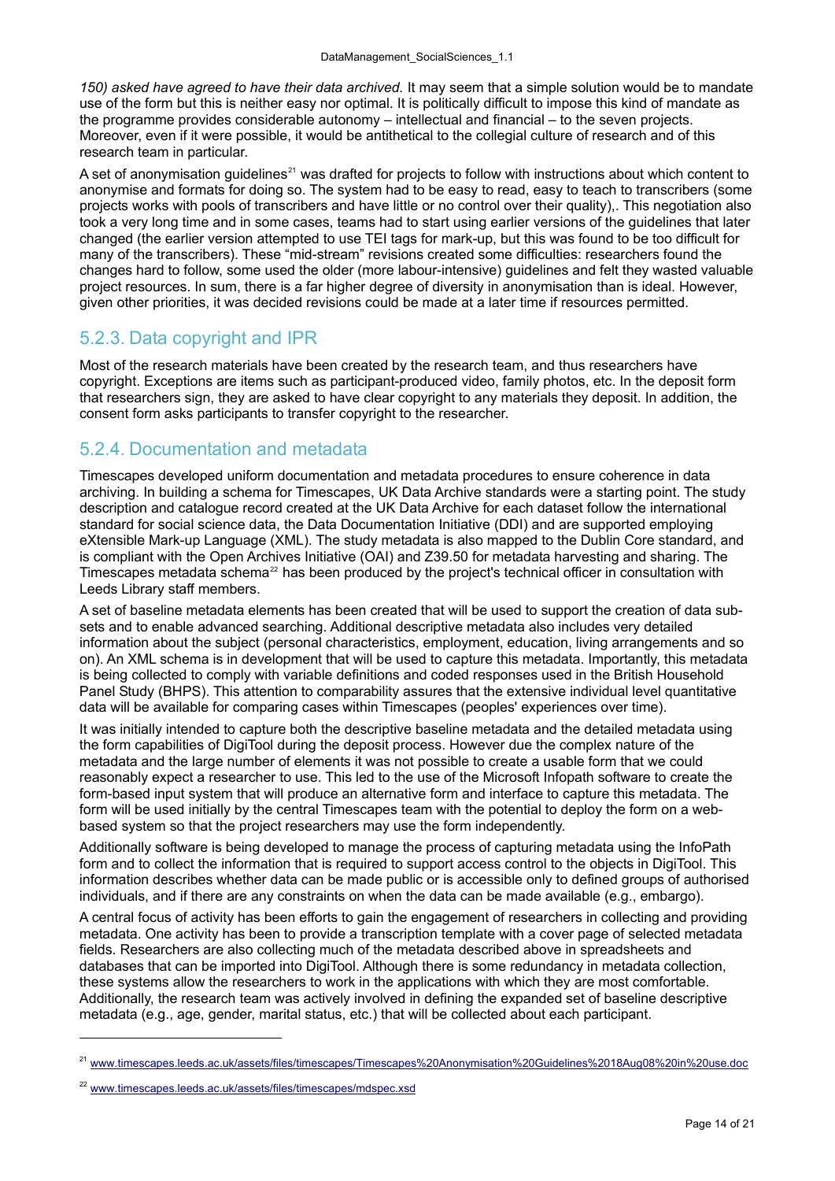*150) asked have agreed to have their data archived.* It may seem that a simple solution would be to mandate use of the form but this is neither easy nor optimal. It is politically difficult to impose this kind of mandate as the programme provides considerable autonomy – intellectual and financial – to the seven projects. Moreover, even if it were possible, it would be antithetical to the collegial culture of research and of this research team in particular.

A set of anonymisation guidelines[21] was drafted for projects to follow with instructions about which content to anonymise and formats for doing so. The system had to be easy to read, easy to teach to transcribers (some projects works with pools of transcribers and have little or no control over their quality),. This negotiation also took a very long time and in some cases, teams had to start using earlier versions of the guidelines that later changed (the earlier version attempted to use TEI tags for mark-up, but this was found to be too difficult for many of the transcribers). These "mid-stream" revisions created some difficulties: researchers found the changes hard to follow, some used the older (more labour-intensive) guidelines and felt they wasted valuable project resources. In sum, there is a far higher degree of diversity in anonymisation than is ideal. However, given other priorities, it was decided revisions could be made at a later time if resources permitted.

## 5.2.3. Data copyright and IPR

Most of the research materials have been created by the research team, and thus researchers have copyright. Exceptions are items such as participant-produced video, family photos, etc. In the deposit form that researchers sign, they are asked to have clear copyright to any materials they deposit. In addition, the consent form asks participants to transfer copyright to the researcher.

## 5.2.4. Documentation and metadata

Timescapes developed uniform documentation and metadata procedures to ensure coherence in data archiving. In building a schema for Timescapes, UK Data Archive standards were a starting point. The study description and catalogue record created at the UK Data Archive for each dataset follow the international standard for social science data, the Data Documentation Initiative (DDI) and are supported employing eXtensible Mark-up Language (XML). The study metadata is also mapped to the Dublin Core standard, and is compliant with the Open Archives Initiative (OAI) and Z39.50 for metadata harvesting and sharing. The Timescapes metadata schema[22] has been produced by the project's technical officer in consultation with Leeds Library staff members.

A set of baseline metadata elements has been created that will be used to support the creation of data sub-sets and to enable advanced searching. Additional descriptive metadata also includes very detailed information about the subject (personal characteristics, employment, education, living arrangements and so on). An XML schema is in development that will be used to capture this metadata. Importantly, this metadata is being collected to comply with variable definitions and coded responses used in the British Household Panel Study (BHPS). This attention to comparability assures that the extensive individual level quantitative data will be available for comparing cases within Timescapes (peoples' experiences over time).

It was initially intended to capture both the descriptive baseline metadata and the detailed metadata using the form capabilities of DigiTool during the deposit process. However due the complex nature of the metadata and the large number of elements it was not possible to create a usable form that we could reasonably expect a researcher to use. This led to the use of the Microsoft Infopath software to create the form-based input system that will produce an alternative form and interface to capture this metadata. The form will be used initially by the central Timescapes team with the potential to deploy the form on a web-based system so that the project researchers may use the form independently.

Additionally software is being developed to manage the process of capturing metadata using the InfoPath form and to collect the information that is required to support access control to the objects in DigiTool. This information describes whether data can be made public or is accessible only to defined groups of authorised individuals, and if there are any constraints on when the data can be made available (e.g., embargo).

A central focus of activity has been efforts to gain the engagement of researchers in collecting and providing metadata. One activity has been to provide a transcription template with a cover page of selected metadata fields. Researchers are also collecting much of the metadata described above in spreadsheets and databases that can be imported into DigiTool. Although there is some redundancy in metadata collection, these systems allow the researchers to work in the applications with which they are most comfortable. Additionally, the research team was actively involved in defining the expanded set of baseline descriptive metadata (e.g., age, gender, marital status, etc.) that will be collected about each participant.

---

[21] www.timescapes.leeds.ac.uk/assets/files/timescapes/Timescapes%20Anonymisation%20Guidelines%2018Aug08%20in%20use.doc

[22] www.timescapes.leeds.ac.uk/assets/files/timescapes/mdspec.xsd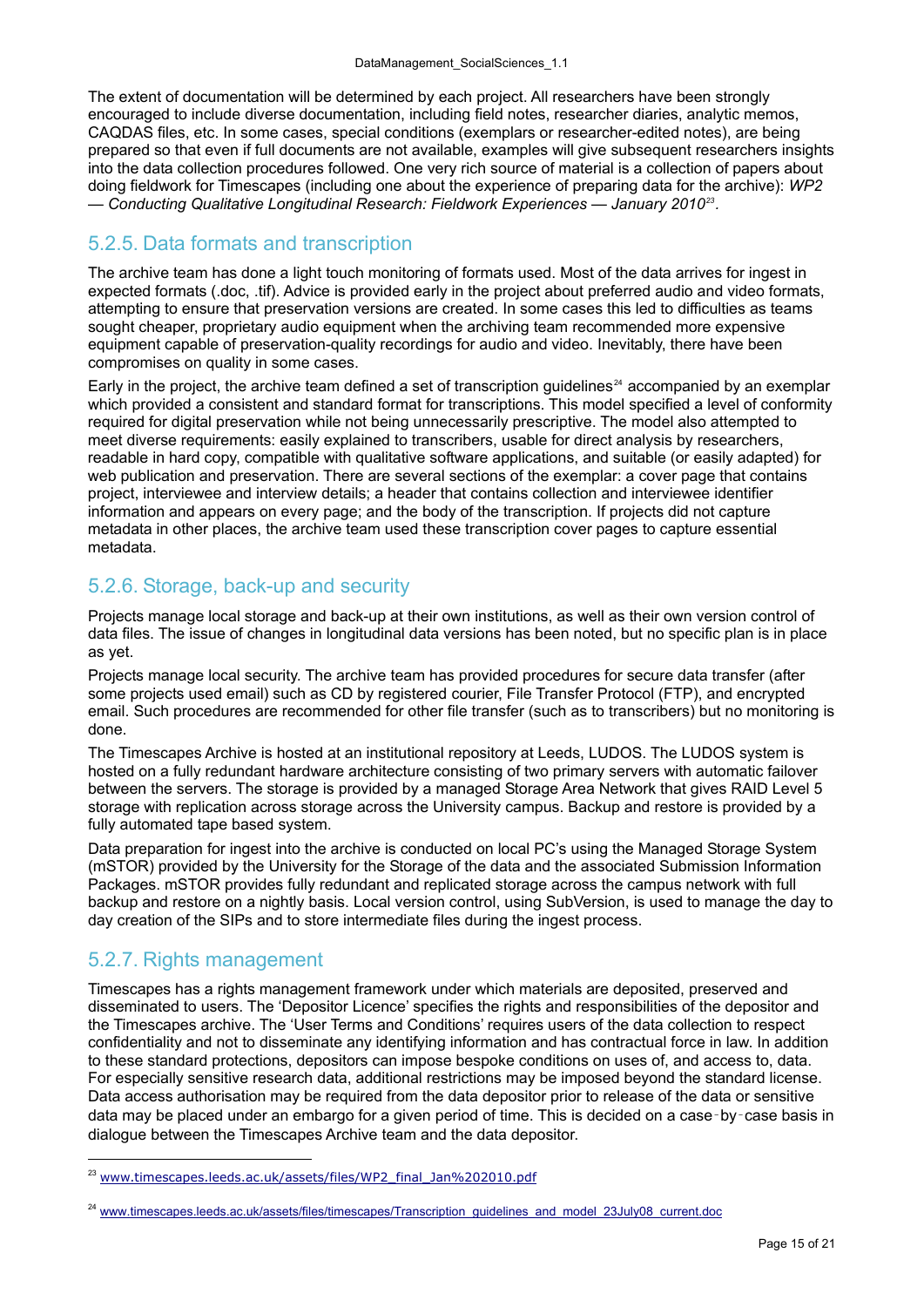The extent of documentation will be determined by each project. All researchers have been strongly encouraged to include diverse documentation, including field notes, researcher diaries, analytic memos, CAQDAS files, etc. In some cases, special conditions (exemplars or researcher-edited notes), are being prepared so that even if full documents are not available, examples will give subsequent researchers insights into the data collection procedures followed. One very rich source of material is a collection of papers about doing fieldwork for Timescapes (including one about the experience of preparing data for the archive): *WP2 — Conducting Qualitative Longitudinal Research: Fieldwork Experiences — January 2010*[23].

## 5.2.5. Data formats and transcription

The archive team has done a light touch monitoring of formats used. Most of the data arrives for ingest in expected formats (.doc, .tif). Advice is provided early in the project about preferred audio and video formats, attempting to ensure that preservation versions are created. In some cases this led to difficulties as teams sought cheaper, proprietary audio equipment when the archiving team recommended more expensive equipment capable of preservation-quality recordings for audio and video. Inevitably, there have been compromises on quality in some cases.

Early in the project, the archive team defined a set of transcription guidelines[24] accompanied by an exemplar which provided a consistent and standard format for transcriptions. This model specified a level of conformity required for digital preservation while not being unnecessarily prescriptive. The model also attempted to meet diverse requirements: easily explained to transcribers, usable for direct analysis by researchers, readable in hard copy, compatible with qualitative software applications, and suitable (or easily adapted) for web publication and preservation. There are several sections of the exemplar: a cover page that contains project, interviewee and interview details; a header that contains collection and interviewee identifier information and appears on every page; and the body of the transcription. If projects did not capture metadata in other places, the archive team used these transcription cover pages to capture essential metadata.

## 5.2.6. Storage, back-up and security

Projects manage local storage and back-up at their own institutions, as well as their own version control of data files. The issue of changes in longitudinal data versions has been noted, but no specific plan is in place as yet.

Projects manage local security. The archive team has provided procedures for secure data transfer (after some projects used email) such as CD by registered courier, File Transfer Protocol (FTP), and encrypted email. Such procedures are recommended for other file transfer (such as to transcribers) but no monitoring is done.

The Timescapes Archive is hosted at an institutional repository at Leeds, LUDOS. The LUDOS system is hosted on a fully redundant hardware architecture consisting of two primary servers with automatic failover between the servers. The storage is provided by a managed Storage Area Network that gives RAID Level 5 storage with replication across storage across the University campus. Backup and restore is provided by a fully automated tape based system.

Data preparation for ingest into the archive is conducted on local PC's using the Managed Storage System (mSTOR) provided by the University for the Storage of the data and the associated Submission Information Packages. mSTOR provides fully redundant and replicated storage across the campus network with full backup and restore on a nightly basis. Local version control, using SubVersion, is used to manage the day to day creation of the SIPs and to store intermediate files during the ingest process.

## 5.2.7. Rights management

Timescapes has a rights management framework under which materials are deposited, preserved and disseminated to users. The 'Depositor Licence' specifies the rights and responsibilities of the depositor and the Timescapes archive. The 'User Terms and Conditions' requires users of the data collection to respect confidentiality and not to disseminate any identifying information and has contractual force in law. In addition to these standard protections, depositors can impose bespoke conditions on uses of, and access to, data. For especially sensitive research data, additional restrictions may be imposed beyond the standard license. Data access authorisation may be required from the data depositor prior to release of the data or sensitive data may be placed under an embargo for a given period of time. This is decided on a case‑by‑case basis in dialogue between the Timescapes Archive team and the data depositor.

---

[23] www.timescapes.leeds.ac.uk/assets/files/WP2_final_Jan%202010.pdf

[24] www.timescapes.leeds.ac.uk/assets/files/timescapes/Transcription_guidelines_and_model_23July08_current.doc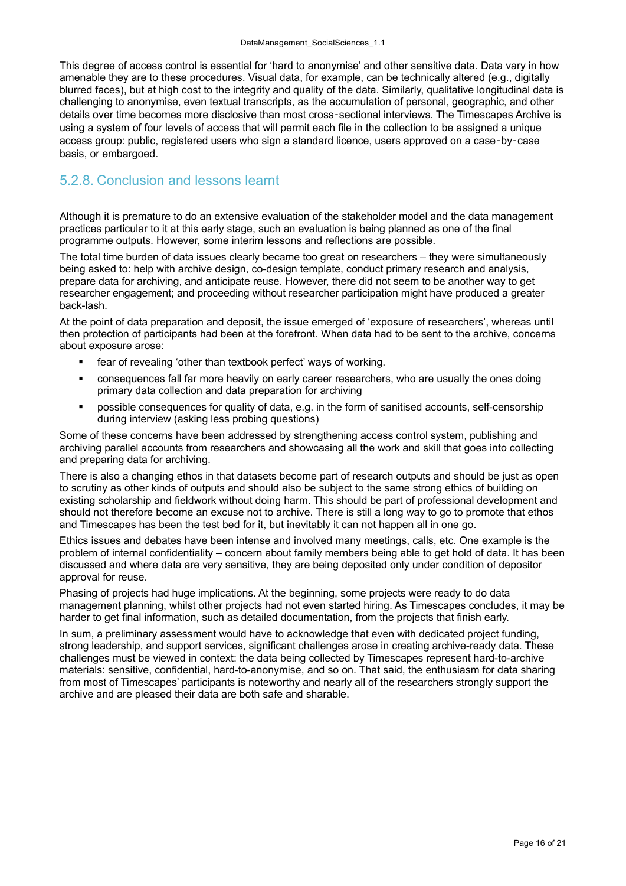This degree of access control is essential for 'hard to anonymise' and other sensitive data. Data vary in how amenable they are to these procedures. Visual data, for example, can be technically altered (e.g., digitally blurred faces), but at high cost to the integrity and quality of the data. Similarly, qualitative longitudinal data is challenging to anonymise, even textual transcripts, as the accumulation of personal, geographic, and other details over time becomes more disclosive than most cross‑sectional interviews. The Timescapes Archive is using a system of four levels of access that will permit each file in the collection to be assigned a unique access group: public, registered users who sign a standard licence, users approved on a case‑by‑case basis, or embargoed.

### 5.2.8. Conclusion and lessons learnt

Although it is premature to do an extensive evaluation of the stakeholder model and the data management practices particular to it at this early stage, such an evaluation is being planned as one of the final programme outputs. However, some interim lessons and reflections are possible.

The total time burden of data issues clearly became too great on researchers – they were simultaneously being asked to: help with archive design, co-design template, conduct primary research and analysis, prepare data for archiving, and anticipate reuse. However, there did not seem to be another way to get researcher engagement; and proceeding without researcher participation might have produced a greater back-lash.

At the point of data preparation and deposit, the issue emerged of 'exposure of researchers', whereas until then protection of participants had been at the forefront. When data had to be sent to the archive, concerns about exposure arose:

- fear of revealing 'other than textbook perfect' ways of working.
- consequences fall far more heavily on early career researchers, who are usually the ones doing primary data collection and data preparation for archiving
- possible consequences for quality of data, e.g. in the form of sanitised accounts, self-censorship during interview (asking less probing questions)

Some of these concerns have been addressed by strengthening access control system, publishing and archiving parallel accounts from researchers and showcasing all the work and skill that goes into collecting and preparing data for archiving.

There is also a changing ethos in that datasets become part of research outputs and should be just as open to scrutiny as other kinds of outputs and should also be subject to the same strong ethics of building on existing scholarship and fieldwork without doing harm. This should be part of professional development and should not therefore become an excuse not to archive. There is still a long way to go to promote that ethos and Timescapes has been the test bed for it, but inevitably it can not happen all in one go.

Ethics issues and debates have been intense and involved many meetings, calls, etc. One example is the problem of internal confidentiality – concern about family members being able to get hold of data. It has been discussed and where data are very sensitive, they are being deposited only under condition of depositor approval for reuse.

Phasing of projects had huge implications. At the beginning, some projects were ready to do data management planning, whilst other projects had not even started hiring. As Timescapes concludes, it may be harder to get final information, such as detailed documentation, from the projects that finish early.

In sum, a preliminary assessment would have to acknowledge that even with dedicated project funding, strong leadership, and support services, significant challenges arose in creating archive-ready data. These challenges must be viewed in context: the data being collected by Timescapes represent hard-to-archive materials: sensitive, confidential, hard-to-anonymise, and so on. That said, the enthusiasm for data sharing from most of Timescapes' participants is noteworthy and nearly all of the researchers strongly support the archive and are pleased their data are both safe and sharable.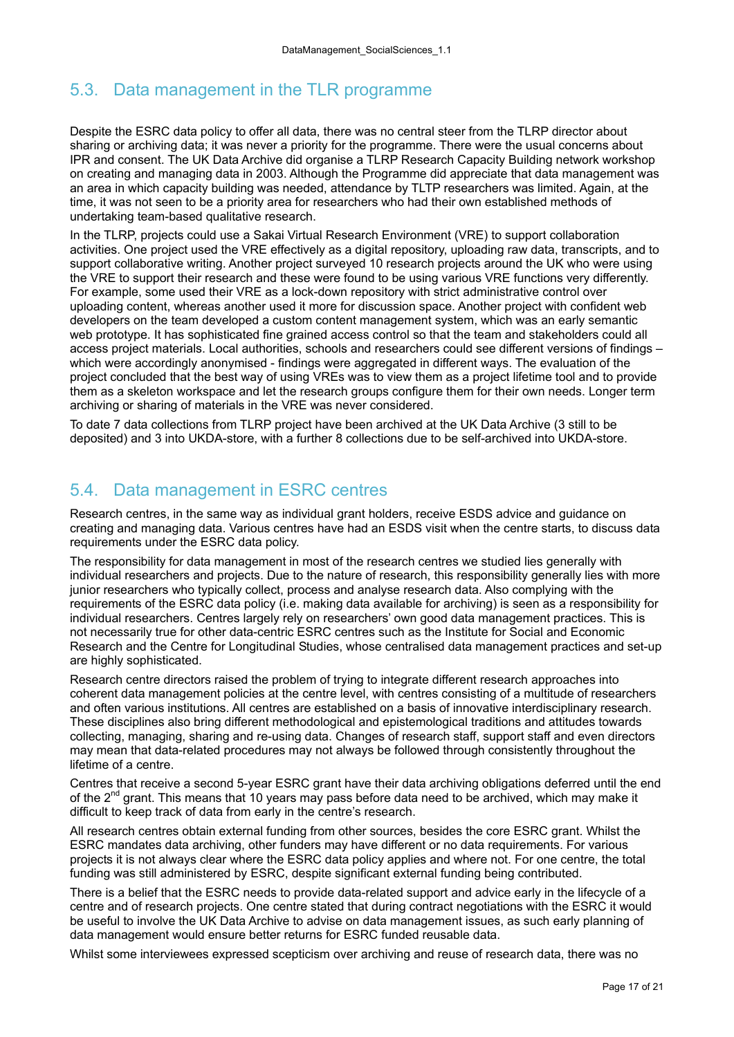## 5.3. Data management in the TLR programme

Despite the ESRC data policy to offer all data, there was no central steer from the TLRP director about sharing or archiving data; it was never a priority for the programme. There were the usual concerns about IPR and consent. The UK Data Archive did organise a TLRP Research Capacity Building network workshop on creating and managing data in 2003. Although the Programme did appreciate that data management was an area in which capacity building was needed, attendance by TLTP researchers was limited. Again, at the time, it was not seen to be a priority area for researchers who had their own established methods of undertaking team-based qualitative research.

In the TLRP, projects could use a Sakai Virtual Research Environment (VRE) to support collaboration activities. One project used the VRE effectively as a digital repository, uploading raw data, transcripts, and to support collaborative writing. Another project surveyed 10 research projects around the UK who were using the VRE to support their research and these were found to be using various VRE functions very differently. For example, some used their VRE as a lock-down repository with strict administrative control over uploading content, whereas another used it more for discussion space. Another project with confident web developers on the team developed a custom content management system, which was an early semantic web prototype. It has sophisticated fine grained access control so that the team and stakeholders could all access project materials. Local authorities, schools and researchers could see different versions of findings – which were accordingly anonymised - findings were aggregated in different ways. The evaluation of the project concluded that the best way of using VREs was to view them as a project lifetime tool and to provide them as a skeleton workspace and let the research groups configure them for their own needs. Longer term archiving or sharing of materials in the VRE was never considered.

To date 7 data collections from TLRP project have been archived at the UK Data Archive (3 still to be deposited) and 3 into UKDA-store, with a further 8 collections due to be self-archived into UKDA-store.

## 5.4. Data management in ESRC centres

Research centres, in the same way as individual grant holders, receive ESDS advice and guidance on creating and managing data. Various centres have had an ESDS visit when the centre starts, to discuss data requirements under the ESRC data policy.

The responsibility for data management in most of the research centres we studied lies generally with individual researchers and projects. Due to the nature of research, this responsibility generally lies with more junior researchers who typically collect, process and analyse research data. Also complying with the requirements of the ESRC data policy (i.e. making data available for archiving) is seen as a responsibility for individual researchers. Centres largely rely on researchers' own good data management practices. This is not necessarily true for other data-centric ESRC centres such as the Institute for Social and Economic Research and the Centre for Longitudinal Studies, whose centralised data management practices and set-up are highly sophisticated.

Research centre directors raised the problem of trying to integrate different research approaches into coherent data management policies at the centre level, with centres consisting of a multitude of researchers and often various institutions. All centres are established on a basis of innovative interdisciplinary research. These disciplines also bring different methodological and epistemological traditions and attitudes towards collecting, managing, sharing and re-using data. Changes of research staff, support staff and even directors may mean that data-related procedures may not always be followed through consistently throughout the lifetime of a centre.

Centres that receive a second 5-year ESRC grant have their data archiving obligations deferred until the end of the 2nd grant. This means that 10 years may pass before data need to be archived, which may make it difficult to keep track of data from early in the centre's research.

All research centres obtain external funding from other sources, besides the core ESRC grant. Whilst the ESRC mandates data archiving, other funders may have different or no data requirements. For various projects it is not always clear where the ESRC data policy applies and where not. For one centre, the total funding was still administered by ESRC, despite significant external funding being contributed.

There is a belief that the ESRC needs to provide data-related support and advice early in the lifecycle of a centre and of research projects. One centre stated that during contract negotiations with the ESRC it would be useful to involve the UK Data Archive to advise on data management issues, as such early planning of data management would ensure better returns for ESRC funded reusable data.

Whilst some interviewees expressed scepticism over archiving and reuse of research data, there was no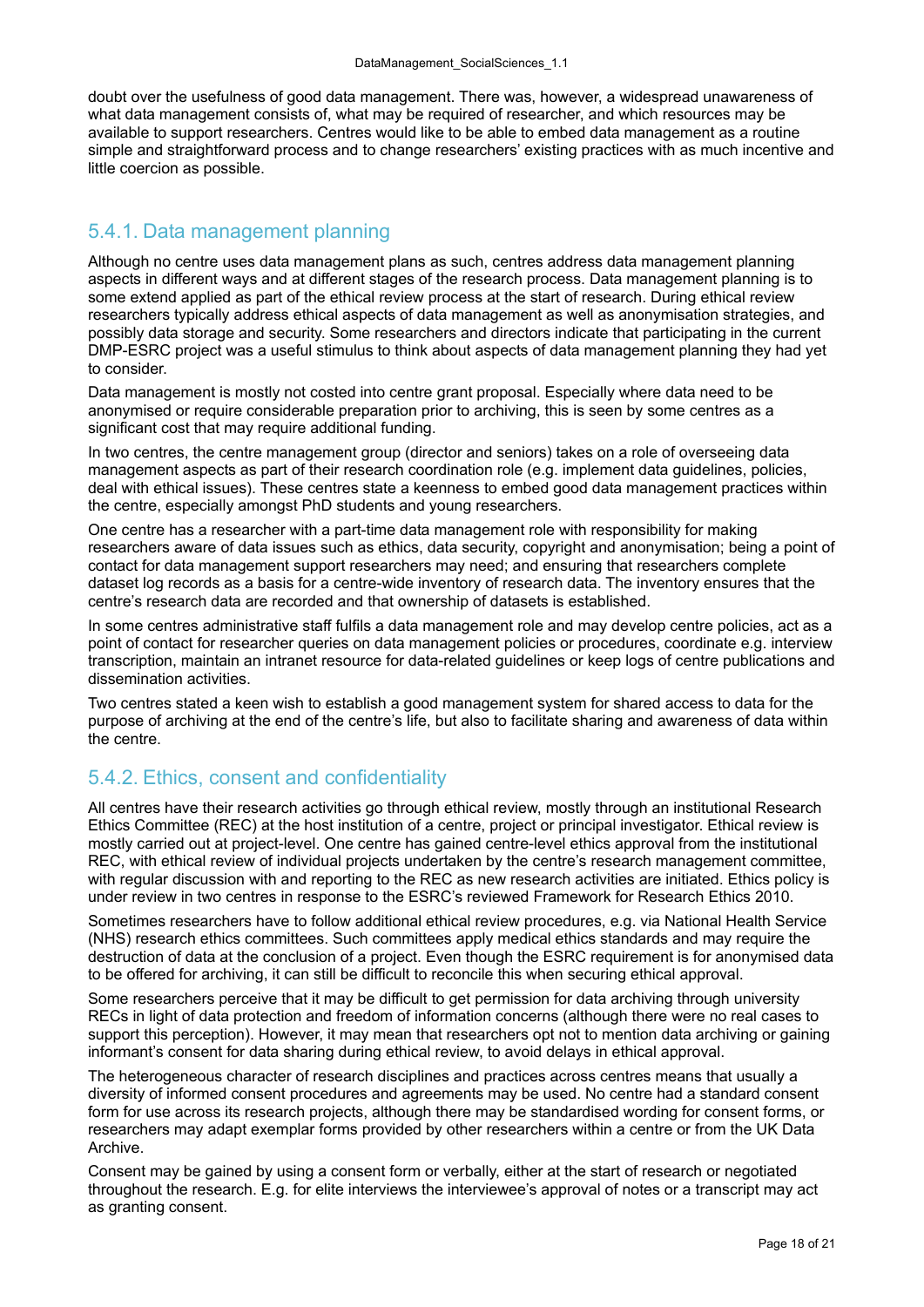doubt over the usefulness of good data management. There was, however, a widespread unawareness of what data management consists of, what may be required of researcher, and which resources may be available to support researchers. Centres would like to be able to embed data management as a routine simple and straightforward process and to change researchers' existing practices with as much incentive and little coercion as possible.

### 5.4.1. Data management planning

Although no centre uses data management plans as such, centres address data management planning aspects in different ways and at different stages of the research process. Data management planning is to some extend applied as part of the ethical review process at the start of research. During ethical review researchers typically address ethical aspects of data management as well as anonymisation strategies, and possibly data storage and security. Some researchers and directors indicate that participating in the current DMP-ESRC project was a useful stimulus to think about aspects of data management planning they had yet to consider.

Data management is mostly not costed into centre grant proposal. Especially where data need to be anonymised or require considerable preparation prior to archiving, this is seen by some centres as a significant cost that may require additional funding.

In two centres, the centre management group (director and seniors) takes on a role of overseeing data management aspects as part of their research coordination role (e.g. implement data guidelines, policies, deal with ethical issues). These centres state a keenness to embed good data management practices within the centre, especially amongst PhD students and young researchers.

One centre has a researcher with a part-time data management role with responsibility for making researchers aware of data issues such as ethics, data security, copyright and anonymisation; being a point of contact for data management support researchers may need; and ensuring that researchers complete dataset log records as a basis for a centre-wide inventory of research data. The inventory ensures that the centre's research data are recorded and that ownership of datasets is established.

In some centres administrative staff fulfils a data management role and may develop centre policies, act as a point of contact for researcher queries on data management policies or procedures, coordinate e.g. interview transcription, maintain an intranet resource for data-related guidelines or keep logs of centre publications and dissemination activities.

Two centres stated a keen wish to establish a good management system for shared access to data for the purpose of archiving at the end of the centre's life, but also to facilitate sharing and awareness of data within the centre.

### 5.4.2. Ethics, consent and confidentiality

All centres have their research activities go through ethical review, mostly through an institutional Research Ethics Committee (REC) at the host institution of a centre, project or principal investigator. Ethical review is mostly carried out at project-level. One centre has gained centre-level ethics approval from the institutional REC, with ethical review of individual projects undertaken by the centre's research management committee, with regular discussion with and reporting to the REC as new research activities are initiated. Ethics policy is under review in two centres in response to the ESRC's reviewed Framework for Research Ethics 2010.

Sometimes researchers have to follow additional ethical review procedures, e.g. via National Health Service (NHS) research ethics committees. Such committees apply medical ethics standards and may require the destruction of data at the conclusion of a project. Even though the ESRC requirement is for anonymised data to be offered for archiving, it can still be difficult to reconcile this when securing ethical approval.

Some researchers perceive that it may be difficult to get permission for data archiving through university RECs in light of data protection and freedom of information concerns (although there were no real cases to support this perception). However, it may mean that researchers opt not to mention data archiving or gaining informant's consent for data sharing during ethical review, to avoid delays in ethical approval.

The heterogeneous character of research disciplines and practices across centres means that usually a diversity of informed consent procedures and agreements may be used. No centre had a standard consent form for use across its research projects, although there may be standardised wording for consent forms, or researchers may adapt exemplar forms provided by other researchers within a centre or from the UK Data Archive.

Consent may be gained by using a consent form or verbally, either at the start of research or negotiated throughout the research. E.g. for elite interviews the interviewee's approval of notes or a transcript may act as granting consent.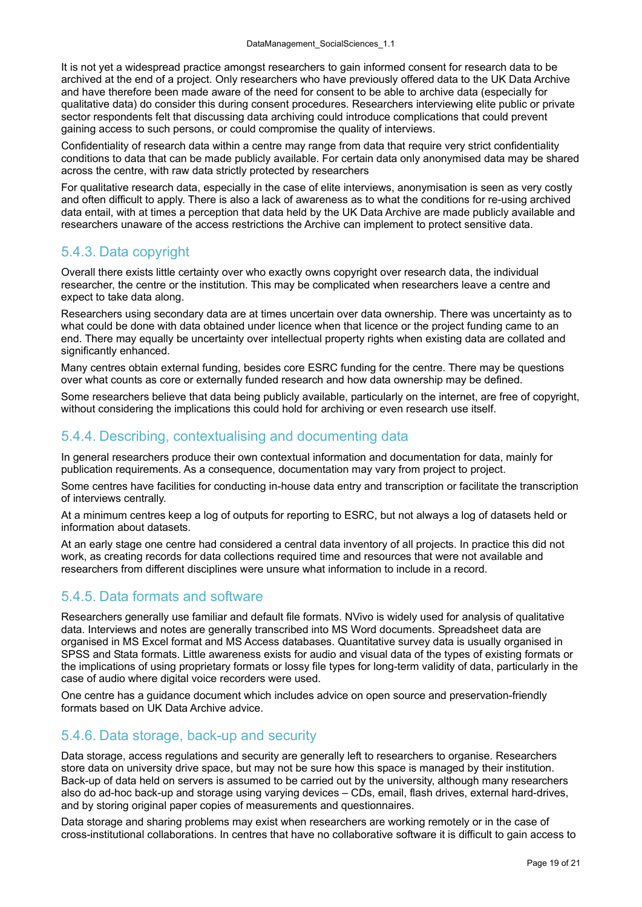It is not yet a widespread practice amongst researchers to gain informed consent for research data to be archived at the end of a project. Only researchers who have previously offered data to the UK Data Archive and have therefore been made aware of the need for consent to be able to archive data (especially for qualitative data) do consider this during consent procedures. Researchers interviewing elite public or private sector respondents felt that discussing data archiving could introduce complications that could prevent gaining access to such persons, or could compromise the quality of interviews.

Confidentiality of research data within a centre may range from data that require very strict confidentiality conditions to data that can be made publicly available. For certain data only anonymised data may be shared across the centre, with raw data strictly protected by researchers

For qualitative research data, especially in the case of elite interviews, anonymisation is seen as very costly and often difficult to apply. There is also a lack of awareness as to what the conditions for re-using archived data entail, with at times a perception that data held by the UK Data Archive are made publicly available and researchers unaware of the access restrictions the Archive can implement to protect sensitive data.

### 5.4.3. Data copyright

Overall there exists little certainty over who exactly owns copyright over research data, the individual researcher, the centre or the institution. This may be complicated when researchers leave a centre and expect to take data along.

Researchers using secondary data are at times uncertain over data ownership. There was uncertainty as to what could be done with data obtained under licence when that licence or the project funding came to an end. There may equally be uncertainty over intellectual property rights when existing data are collated and significantly enhanced.

Many centres obtain external funding, besides core ESRC funding for the centre. There may be questions over what counts as core or externally funded research and how data ownership may be defined.

Some researchers believe that data being publicly available, particularly on the internet, are free of copyright, without considering the implications this could hold for archiving or even research use itself.

### 5.4.4. Describing, contextualising and documenting data

In general researchers produce their own contextual information and documentation for data, mainly for publication requirements. As a consequence, documentation may vary from project to project.

Some centres have facilities for conducting in-house data entry and transcription or facilitate the transcription of interviews centrally.

At a minimum centres keep a log of outputs for reporting to ESRC, but not always a log of datasets held or information about datasets.

At an early stage one centre had considered a central data inventory of all projects. In practice this did not work, as creating records for data collections required time and resources that were not available and researchers from different disciplines were unsure what information to include in a record.

### 5.4.5. Data formats and software

Researchers generally use familiar and default file formats. NVivo is widely used for analysis of qualitative data. Interviews and notes are generally transcribed into MS Word documents. Spreadsheet data are organised in MS Excel format and MS Access databases. Quantitative survey data is usually organised in SPSS and Stata formats. Little awareness exists for audio and visual data of the types of existing formats or the implications of using proprietary formats or lossy file types for long-term validity of data, particularly in the case of audio where digital voice recorders were used.

One centre has a guidance document which includes advice on open source and preservation-friendly formats based on UK Data Archive advice.

### 5.4.6. Data storage, back-up and security

Data storage, access regulations and security are generally left to researchers to organise. Researchers store data on university drive space, but may not be sure how this space is managed by their institution. Back-up of data held on servers is assumed to be carried out by the university, although many researchers also do ad-hoc back-up and storage using varying devices – CDs, email, flash drives, external hard-drives, and by storing original paper copies of measurements and questionnaires.

Data storage and sharing problems may exist when researchers are working remotely or in the case of cross-institutional collaborations. In centres that have no collaborative software it is difficult to gain access to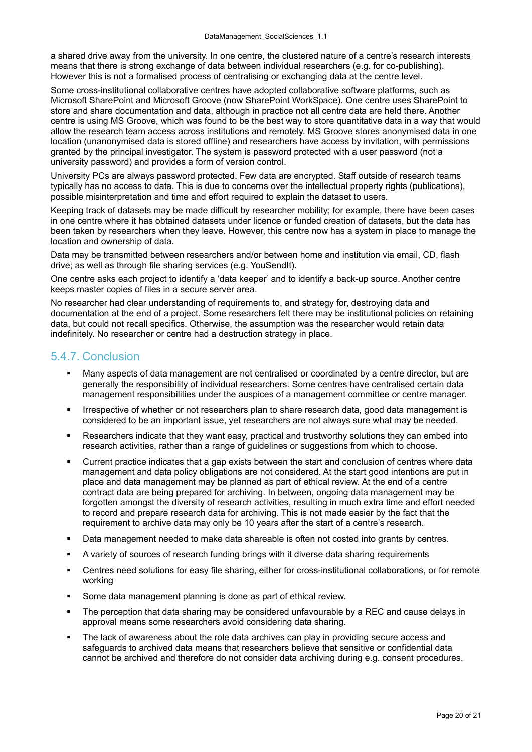a shared drive away from the university. In one centre, the clustered nature of a centre's research interests means that there is strong exchange of data between individual researchers (e.g. for co-publishing). However this is not a formalised process of centralising or exchanging data at the centre level.

Some cross-institutional collaborative centres have adopted collaborative software platforms, such as Microsoft SharePoint and Microsoft Groove (now SharePoint WorkSpace). One centre uses SharePoint to store and share documentation and data, although in practice not all centre data are held there. Another centre is using MS Groove, which was found to be the best way to store quantitative data in a way that would allow the research team access across institutions and remotely. MS Groove stores anonymised data in one location (unanonymised data is stored offline) and researchers have access by invitation, with permissions granted by the principal investigator. The system is password protected with a user password (not a university password) and provides a form of version control.

University PCs are always password protected. Few data are encrypted. Staff outside of research teams typically has no access to data. This is due to concerns over the intellectual property rights (publications), possible misinterpretation and time and effort required to explain the dataset to users.

Keeping track of datasets may be made difficult by researcher mobility; for example, there have been cases in one centre where it has obtained datasets under licence or funded creation of datasets, but the data has been taken by researchers when they leave. However, this centre now has a system in place to manage the location and ownership of data.

Data may be transmitted between researchers and/or between home and institution via email, CD, flash drive; as well as through file sharing services (e.g. YouSendIt).

One centre asks each project to identify a 'data keeper' and to identify a back-up source. Another centre keeps master copies of files in a secure server area.

No researcher had clear understanding of requirements to, and strategy for, destroying data and documentation at the end of a project. Some researchers felt there may be institutional policies on retaining data, but could not recall specifics. Otherwise, the assumption was the researcher would retain data indefinitely. No researcher or centre had a destruction strategy in place.

### 5.4.7. Conclusion

- Many aspects of data management are not centralised or coordinated by a centre director, but are generally the responsibility of individual researchers. Some centres have centralised certain data management responsibilities under the auspices of a management committee or centre manager.
- Irrespective of whether or not researchers plan to share research data, good data management is considered to be an important issue, yet researchers are not always sure what may be needed.
- Researchers indicate that they want easy, practical and trustworthy solutions they can embed into research activities, rather than a range of guidelines or suggestions from which to choose.
- Current practice indicates that a gap exists between the start and conclusion of centres where data management and data policy obligations are not considered. At the start good intentions are put in place and data management may be planned as part of ethical review. At the end of a centre contract data are being prepared for archiving. In between, ongoing data management may be forgotten amongst the diversity of research activities, resulting in much extra time and effort needed to record and prepare research data for archiving. This is not made easier by the fact that the requirement to archive data may only be 10 years after the start of a centre's research.
- Data management needed to make data shareable is often not costed into grants by centres.
- A variety of sources of research funding brings with it diverse data sharing requirements
- Centres need solutions for easy file sharing, either for cross-institutional collaborations, or for remote working
- Some data management planning is done as part of ethical review.
- The perception that data sharing may be considered unfavourable by a REC and cause delays in approval means some researchers avoid considering data sharing.
- The lack of awareness about the role data archives can play in providing secure access and safeguards to archived data means that researchers believe that sensitive or confidential data cannot be archived and therefore do not consider data archiving during e.g. consent procedures.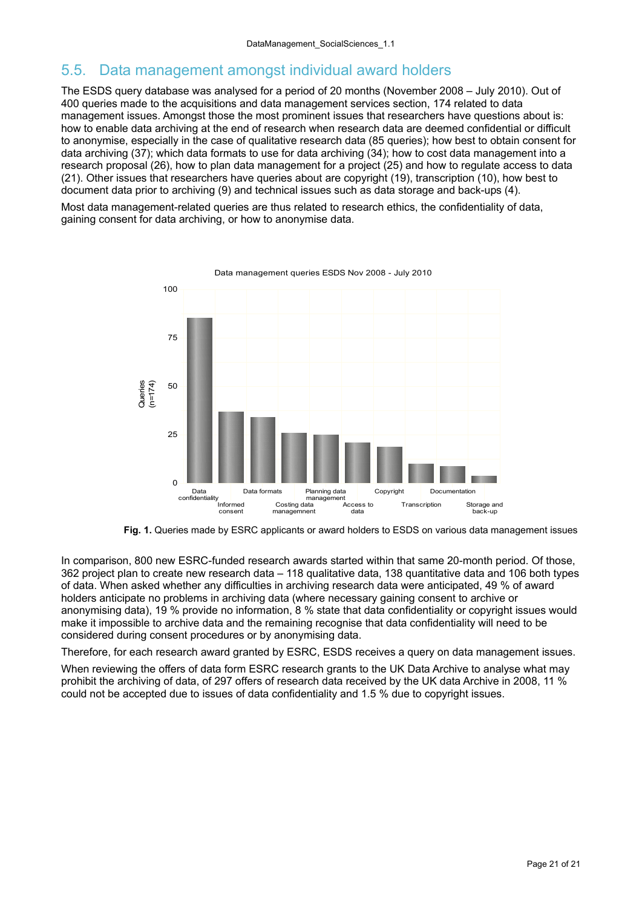## 5.5. Data management amongst individual award holders

The ESDS query database was analysed for a period of 20 months (November 2008 – July 2010). Out of 400 queries made to the acquisitions and data management services section, 174 related to data management issues. Amongst those the most prominent issues that researchers have questions about is: how to enable data archiving at the end of research when research data are deemed confidential or difficult to anonymise, especially in the case of qualitative research data (85 queries); how best to obtain consent for data archiving (37); which data formats to use for data archiving (34); how to cost data management into a research proposal (26), how to plan data management for a project (25) and how to regulate access to data (21). Other issues that researchers have queries about are copyright (19), transcription (10), how best to document data prior to archiving (9) and technical issues such as data storage and back-ups (4).

Most data management-related queries are thus related to research ethics, the confidentiality of data, gaining consent for data archiving, or how to anonymise data.

Data management queries ESDS Nov 2008 - July 2010

Queries (n=174)

100
75
50
25
0

Data confidentiality
Informed consent
Data formats
Costing data managemnent
Planning data management
Access to data
Copyright
Transcription
Documentation
Storage and back-up

**Fig. 1.** Queries made by ESRC applicants or award holders to ESDS on various data management issues

In comparison, 800 new ESRC-funded research awards started within that same 20-month period. Of those, 362 project plan to create new research data – 118 qualitative data, 138 quantitative data and 106 both types of data. When asked whether any difficulties in archiving research data were anticipated, 49 % of award holders anticipate no problems in archiving data (where necessary gaining consent to archive or anonymising data), 19 % provide no information, 8 % state that data confidentiality or copyright issues would make it impossible to archive data and the remaining recognise that data confidentiality will need to be considered during consent procedures or by anonymising data.

Therefore, for each research award granted by ESRC, ESDS receives a query on data management issues.

When reviewing the offers of data form ESRC research grants to the UK Data Archive to analyse what may prohibit the archiving of data, of 297 offers of research data received by the UK data Archive in 2008, 11 % could not be accepted due to issues of data confidentiality and 1.5 % due to copyright issues.